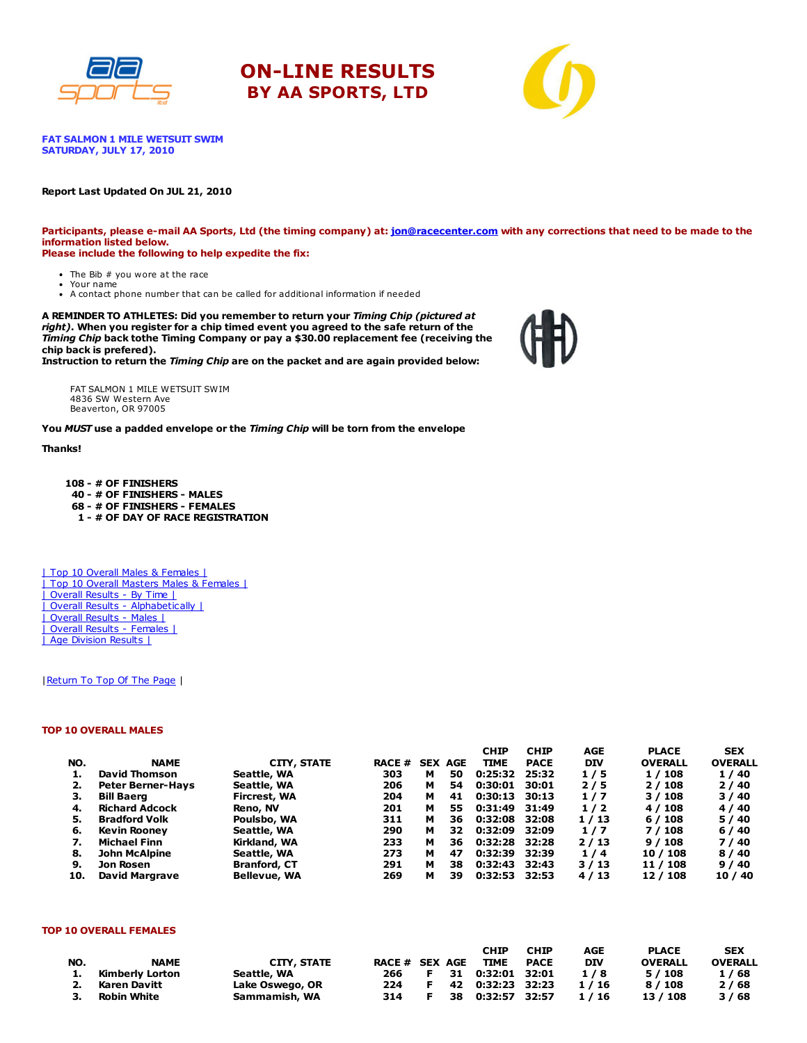# ON-LINE RESULTS
## BY AA SPORTS, LTD

**FAT SALMON 1 MILE WETSUIT SWIM**
**SATURDAY, JULY 17, 2010**

**Report Last Updated On JUL 21, 2010**

**Participants, please e-mail AA Sports, Ltd (the timing company) at: jon@racecenter.com with any corrections that need to be made to the information listed below.**
**Please include the following to help expedite the fix:**

- The Bib # you wore at the race
- Your name
- A contact phone number that can be called for additional information if needed

**A REMINDER TO ATHLETES: Did you remember to return your *Timing Chip (pictured at right)*. When you register for a chip timed event you agreed to the safe return of the *Timing Chip* back tothe Timing Company or pay a $30.00 replacement fee (receiving the chip back is prefered).**
**Instruction to return the *Timing Chip* are on the packet and are again provided below:**

FAT SALMON 1 MILE WETSUIT SWIM
4836 SW Western Ave
Beaverton, OR 97005

**You *MUST* use a padded envelope or the *Timing Chip* will be torn from the envelope**

**Thanks!**

**108 - # OF FINISHERS**
**40 - # OF FINISHERS - MALES**
**68 - # OF FINISHERS - FEMALES**
**1 - # OF DAY OF RACE REGISTRATION**

| Top 10 Overall Males & Females |
| Top 10 Overall Masters Males & Females |
| Overall Results - By Time |
| Overall Results - Alphabetically |
| Overall Results - Males |
| Overall Results - Females |
| Age Division Results |

|Return To Top Of The Page |

### TOP 10 OVERALL MALES

| NO. | NAME | CITY, STATE | RACE # | SEX | AGE | CHIP TIME | CHIP PACE | AGE DIV | PLACE OVERALL | SEX OVERALL |
|---|---|---|---|---|---|---|---|---|---|---|
| 1. | David Thomson | Seattle, WA | 303 | M | 50 | 0:25:32 | 25:32 | 1 / 5 | 1 / 108 | 1 / 40 |
| 2. | Peter Berner-Hays | Seattle, WA | 206 | M | 54 | 0:30:01 | 30:01 | 2 / 5 | 2 / 108 | 2 / 40 |
| 3. | Bill Baerg | Fircrest, WA | 204 | M | 41 | 0:30:13 | 30:13 | 1 / 7 | 3 / 108 | 3 / 40 |
| 4. | Richard Adcock | Reno, NV | 201 | M | 55 | 0:31:49 | 31:49 | 1 / 2 | 4 / 108 | 4 / 40 |
| 5. | Bradford Volk | Poulsbo, WA | 311 | M | 36 | 0:32:08 | 32:08 | 1 / 13 | 6 / 108 | 5 / 40 |
| 6. | Kevin Rooney | Seattle, WA | 290 | M | 32 | 0:32:09 | 32:09 | 1 / 7 | 7 / 108 | 6 / 40 |
| 7. | Michael Finn | Kirkland, WA | 233 | M | 36 | 0:32:28 | 32:28 | 2 / 13 | 9 / 108 | 7 / 40 |
| 8. | John McAlpine | Seattle, WA | 273 | M | 47 | 0:32:39 | 32:39 | 1 / 4 | 10 / 108 | 8 / 40 |
| 9. | Jon Rosen | Branford, CT | 291 | M | 38 | 0:32:43 | 32:43 | 3 / 13 | 11 / 108 | 9 / 40 |
| 10. | David Margrave | Bellevue, WA | 269 | M | 39 | 0:32:53 | 32:53 | 4 / 13 | 12 / 108 | 10 / 40 |

### TOP 10 OVERALL FEMALES

| NO. | NAME | CITY, STATE | RACE # | SEX | AGE | CHIP TIME | CHIP PACE | AGE DIV | PLACE OVERALL | SEX OVERALL |
|---|---|---|---|---|---|---|---|---|---|---|
| 1. | Kimberly Lorton | Seattle, WA | 266 | F | 31 | 0:32:01 | 32:01 | 1 / 8 | 5 / 108 | 1 / 68 |
| 2. | Karen Davitt | Lake Oswego, OR | 224 | F | 42 | 0:32:23 | 32:23 | 1 / 16 | 8 / 108 | 2 / 68 |
| 3. | Robin White | Sammamish, WA | 314 | F | 38 | 0:32:57 | 32:57 | 1 / 16 | 13 / 108 | 3 / 68 |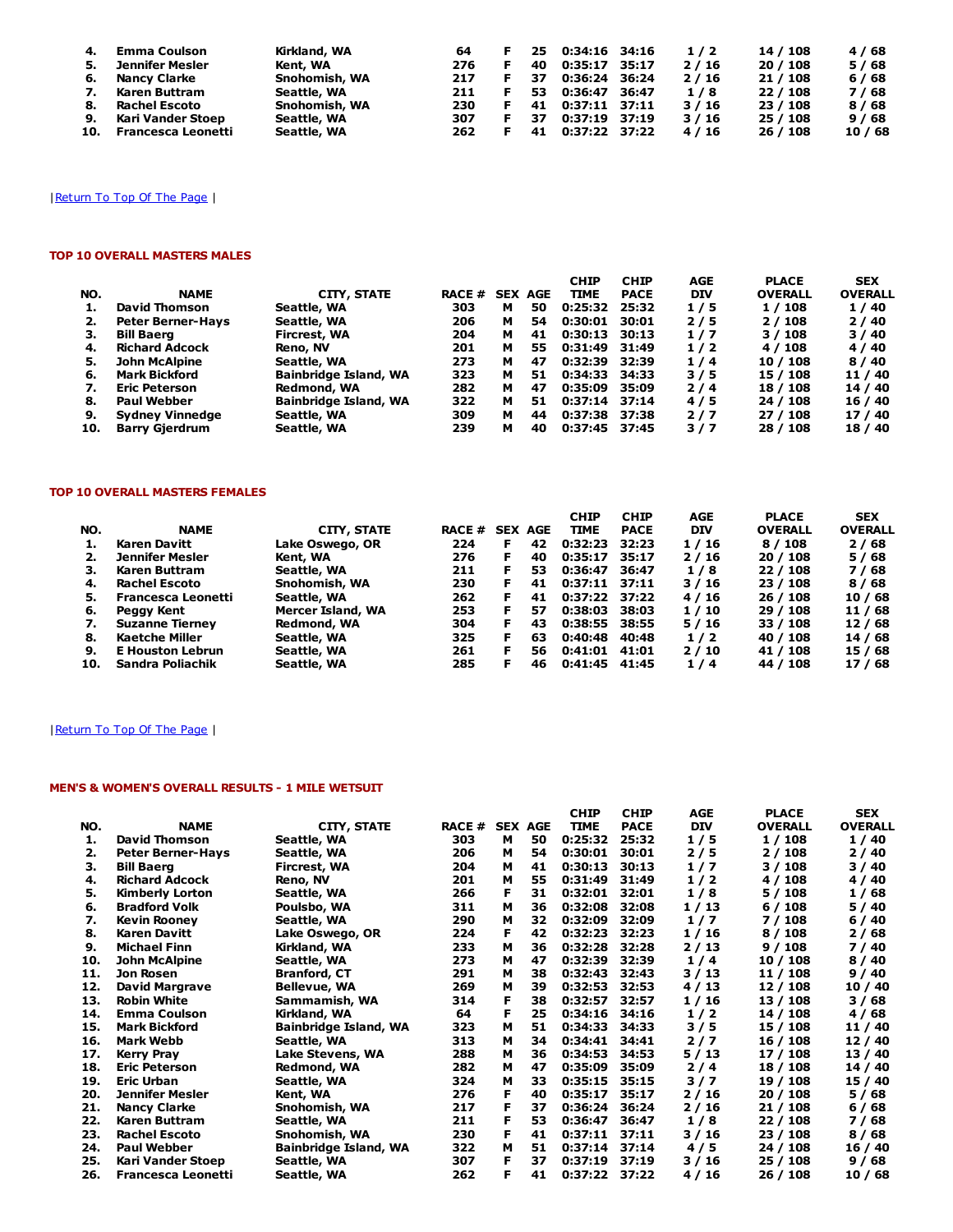| NO. | NAME | CITY, STATE | RACE # | SEX | AGE | CHIP TIME | CHIP PACE | AGE DIV | PLACE OVERALL | SEX OVERALL |
|---|---|---|---|---|---|---|---|---|---|---|
| 4. | Emma Coulson | Kirkland, WA | 64 | F | 25 | 0:34:16 | 34:16 | 1 / 2 | 14 / 108 | 4 / 68 |
| 5. | Jennifer Mesler | Kent, WA | 276 | F | 40 | 0:35:17 | 35:17 | 2 / 16 | 20 / 108 | 5 / 68 |
| 6. | Nancy Clarke | Snohomish, WA | 217 | F | 37 | 0:36:24 | 36:24 | 2 / 16 | 21 / 108 | 6 / 68 |
| 7. | Karen Buttram | Seattle, WA | 211 | F | 53 | 0:36:47 | 36:47 | 1 / 8 | 22 / 108 | 7 / 68 |
| 8. | Rachel Escoto | Snohomish, WA | 230 | F | 41 | 0:37:11 | 37:11 | 3 / 16 | 23 / 108 | 8 / 68 |
| 9. | Kari Vander Stoep | Seattle, WA | 307 | F | 37 | 0:37:19 | 37:19 | 3 / 16 | 25 / 108 | 9 / 68 |
| 10. | Francesca Leonetti | Seattle, WA | 262 | F | 41 | 0:37:22 | 37:22 | 4 / 16 | 26 / 108 | 10 / 68 |

| Return To Top Of The Page |

### TOP 10 OVERALL MASTERS MALES

| NO. | NAME | CITY, STATE | RACE # | SEX | AGE | CHIP TIME | CHIP PACE | AGE DIV | PLACE OVERALL | SEX OVERALL |
|---|---|---|---|---|---|---|---|---|---|---|
| 1. | David Thomson | Seattle, WA | 303 | M | 50 | 0:25:32 | 25:32 | 1 / 5 | 1 / 108 | 1 / 40 |
| 2. | Peter Berner-Hays | Seattle, WA | 206 | M | 54 | 0:30:01 | 30:01 | 2 / 5 | 2 / 108 | 2 / 40 |
| 3. | Bill Baerg | Fircrest, WA | 204 | M | 41 | 0:30:13 | 30:13 | 1 / 7 | 3 / 108 | 3 / 40 |
| 4. | Richard Adcock | Reno, NV | 201 | M | 55 | 0:31:49 | 31:49 | 1 / 2 | 4 / 108 | 4 / 40 |
| 5. | John McAlpine | Seattle, WA | 273 | M | 47 | 0:32:39 | 32:39 | 1 / 4 | 10 / 108 | 8 / 40 |
| 6. | Mark Bickford | Bainbridge Island, WA | 323 | M | 51 | 0:34:33 | 34:33 | 3 / 5 | 15 / 108 | 11 / 40 |
| 7. | Eric Peterson | Redmond, WA | 282 | M | 47 | 0:35:09 | 35:09 | 2 / 4 | 18 / 108 | 14 / 40 |
| 8. | Paul Webber | Bainbridge Island, WA | 322 | M | 51 | 0:37:14 | 37:14 | 4 / 5 | 24 / 108 | 16 / 40 |
| 9. | Sydney Vinnedge | Seattle, WA | 309 | M | 44 | 0:37:38 | 37:38 | 2 / 7 | 27 / 108 | 17 / 40 |
| 10. | Barry Gjerdrum | Seattle, WA | 239 | M | 40 | 0:37:45 | 37:45 | 3 / 7 | 28 / 108 | 18 / 40 |

### TOP 10 OVERALL MASTERS FEMALES

| NO. | NAME | CITY, STATE | RACE # | SEX | AGE | CHIP TIME | CHIP PACE | AGE DIV | PLACE OVERALL | SEX OVERALL |
|---|---|---|---|---|---|---|---|---|---|---|
| 1. | Karen Davitt | Lake Oswego, OR | 224 | F | 42 | 0:32:23 | 32:23 | 1 / 16 | 8 / 108 | 2 / 68 |
| 2. | Jennifer Mesler | Kent, WA | 276 | F | 40 | 0:35:17 | 35:17 | 2 / 16 | 20 / 108 | 5 / 68 |
| 3. | Karen Buttram | Seattle, WA | 211 | F | 53 | 0:36:47 | 36:47 | 1 / 8 | 22 / 108 | 7 / 68 |
| 4. | Rachel Escoto | Snohomish, WA | 230 | F | 41 | 0:37:11 | 37:11 | 3 / 16 | 23 / 108 | 8 / 68 |
| 5. | Francesca Leonetti | Seattle, WA | 262 | F | 41 | 0:37:22 | 37:22 | 4 / 16 | 26 / 108 | 10 / 68 |
| 6. | Peggy Kent | Mercer Island, WA | 253 | F | 57 | 0:38:03 | 38:03 | 1 / 10 | 29 / 108 | 11 / 68 |
| 7. | Suzanne Tierney | Redmond, WA | 304 | F | 43 | 0:38:55 | 38:55 | 5 / 16 | 33 / 108 | 12 / 68 |
| 8. | Kaetche Miller | Seattle, WA | 325 | F | 63 | 0:40:48 | 40:48 | 1 / 2 | 40 / 108 | 14 / 68 |
| 9. | E Houston Lebrun | Seattle, WA | 261 | F | 56 | 0:41:01 | 41:01 | 2 / 10 | 41 / 108 | 15 / 68 |
| 10. | Sandra Poliachik | Seattle, WA | 285 | F | 46 | 0:41:45 | 41:45 | 1 / 4 | 44 / 108 | 17 / 68 |

| Return To Top Of The Page |

### MEN'S & WOMEN'S OVERALL RESULTS - 1 MILE WETSUIT

| NO. | NAME | CITY, STATE | RACE # | SEX | AGE | CHIP TIME | CHIP PACE | AGE DIV | PLACE OVERALL | SEX OVERALL |
|---|---|---|---|---|---|---|---|---|---|---|
| 1. | David Thomson | Seattle, WA | 303 | M | 50 | 0:25:32 | 25:32 | 1 / 5 | 1 / 108 | 1 / 40 |
| 2. | Peter Berner-Hays | Seattle, WA | 206 | M | 54 | 0:30:01 | 30:01 | 2 / 5 | 2 / 108 | 2 / 40 |
| 3. | Bill Baerg | Fircrest, WA | 204 | M | 41 | 0:30:13 | 30:13 | 1 / 7 | 3 / 108 | 3 / 40 |
| 4. | Richard Adcock | Reno, NV | 201 | M | 55 | 0:31:49 | 31:49 | 1 / 2 | 4 / 108 | 4 / 40 |
| 5. | Kimberly Lorton | Seattle, WA | 266 | F | 31 | 0:32:01 | 32:01 | 1 / 8 | 5 / 108 | 1 / 68 |
| 6. | Bradford Volk | Poulsbo, WA | 311 | M | 36 | 0:32:08 | 32:08 | 1 / 13 | 6 / 108 | 5 / 40 |
| 7. | Kevin Rooney | Seattle, WA | 290 | M | 32 | 0:32:09 | 32:09 | 1 / 7 | 7 / 108 | 6 / 40 |
| 8. | Karen Davitt | Lake Oswego, OR | 224 | F | 42 | 0:32:23 | 32:23 | 1 / 16 | 8 / 108 | 2 / 68 |
| 9. | Michael Finn | Kirkland, WA | 233 | M | 36 | 0:32:28 | 32:28 | 2 / 13 | 9 / 108 | 7 / 40 |
| 10. | John McAlpine | Seattle, WA | 273 | M | 47 | 0:32:39 | 32:39 | 1 / 4 | 10 / 108 | 8 / 40 |
| 11. | Jon Rosen | Branford, CT | 291 | M | 38 | 0:32:43 | 32:43 | 3 / 13 | 11 / 108 | 9 / 40 |
| 12. | David Margrave | Bellevue, WA | 269 | M | 39 | 0:32:53 | 32:53 | 4 / 13 | 12 / 108 | 10 / 40 |
| 13. | Robin White | Sammamish, WA | 314 | F | 38 | 0:32:57 | 32:57 | 1 / 16 | 13 / 108 | 3 / 68 |
| 14. | Emma Coulson | Kirkland, WA | 64 | F | 25 | 0:34:16 | 34:16 | 1 / 2 | 14 / 108 | 4 / 68 |
| 15. | Mark Bickford | Bainbridge Island, WA | 323 | M | 51 | 0:34:33 | 34:33 | 3 / 5 | 15 / 108 | 11 / 40 |
| 16. | Mark Webb | Seattle, WA | 313 | M | 34 | 0:34:41 | 34:41 | 2 / 7 | 16 / 108 | 12 / 40 |
| 17. | Kerry Pray | Lake Stevens, WA | 288 | M | 36 | 0:34:53 | 34:53 | 5 / 13 | 17 / 108 | 13 / 40 |
| 18. | Eric Peterson | Redmond, WA | 282 | M | 47 | 0:35:09 | 35:09 | 2 / 4 | 18 / 108 | 14 / 40 |
| 19. | Eric Urban | Seattle, WA | 324 | M | 33 | 0:35:15 | 35:15 | 3 / 7 | 19 / 108 | 15 / 40 |
| 20. | Jennifer Mesler | Kent, WA | 276 | F | 40 | 0:35:17 | 35:17 | 2 / 16 | 20 / 108 | 5 / 68 |
| 21. | Nancy Clarke | Snohomish, WA | 217 | F | 37 | 0:36:24 | 36:24 | 2 / 16 | 21 / 108 | 6 / 68 |
| 22. | Karen Buttram | Seattle, WA | 211 | F | 53 | 0:36:47 | 36:47 | 1 / 8 | 22 / 108 | 7 / 68 |
| 23. | Rachel Escoto | Snohomish, WA | 230 | F | 41 | 0:37:11 | 37:11 | 3 / 16 | 23 / 108 | 8 / 68 |
| 24. | Paul Webber | Bainbridge Island, WA | 322 | M | 51 | 0:37:14 | 37:14 | 4 / 5 | 24 / 108 | 16 / 40 |
| 25. | Kari Vander Stoep | Seattle, WA | 307 | F | 37 | 0:37:19 | 37:19 | 3 / 16 | 25 / 108 | 9 / 68 |
| 26. | Francesca Leonetti | Seattle, WA | 262 | F | 41 | 0:37:22 | 37:22 | 4 / 16 | 26 / 108 | 10 / 68 |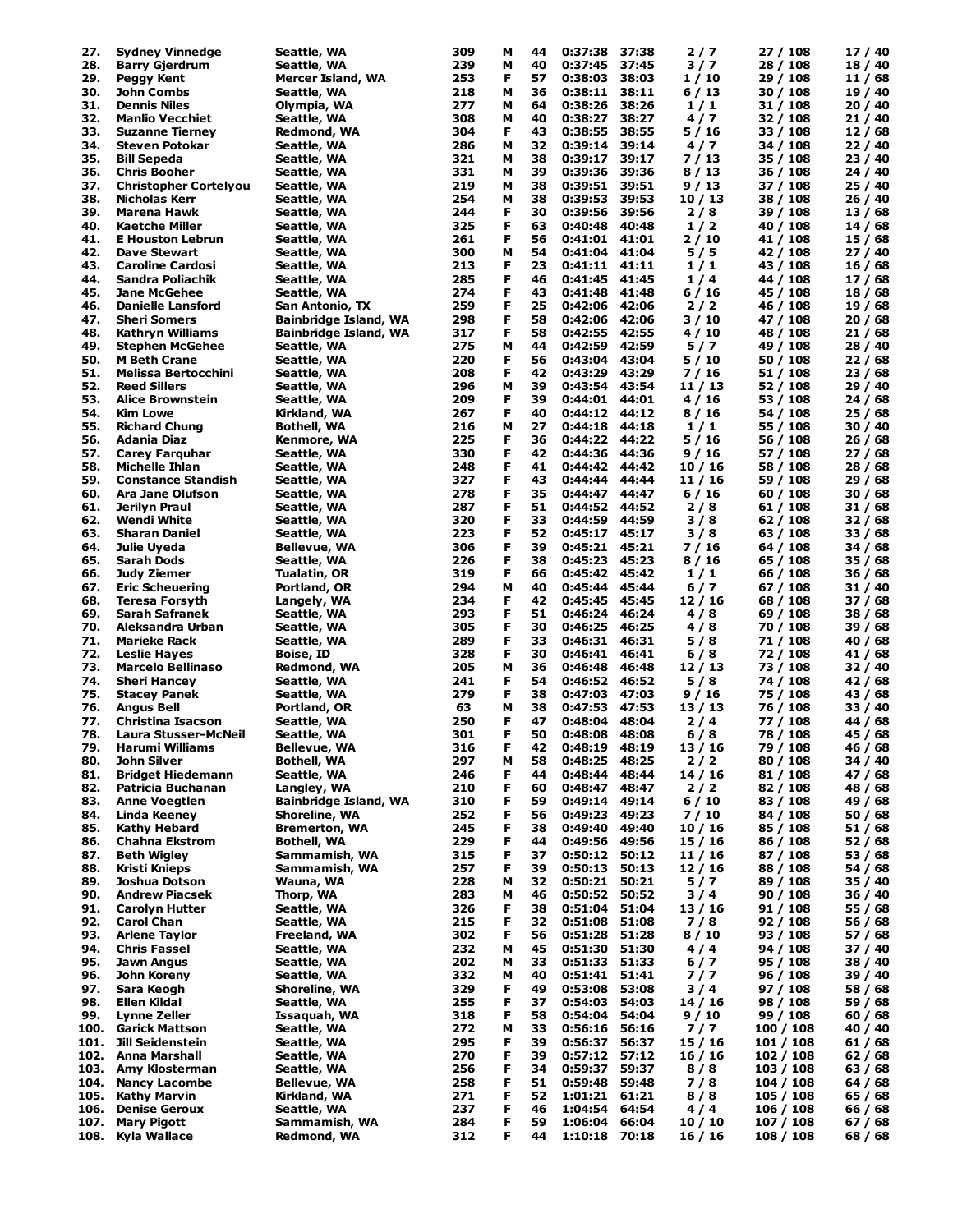| | | | | | | | | | | |
|---|---|---|---|---|---|---|---|---|---|---|
| 27. | Sydney Vinnedge | Seattle, WA | 309 | M | 44 | 0:37:38 | 37:38 | 2 / 7 | 27 / 108 | 17 / 40 |
| 28. | Barry Gjerdrum | Seattle, WA | 239 | M | 40 | 0:37:45 | 37:45 | 3 / 7 | 28 / 108 | 18 / 40 |
| 29. | Peggy Kent | Mercer Island, WA | 253 | F | 57 | 0:38:03 | 38:03 | 1 / 10 | 29 / 108 | 11 / 68 |
| 30. | John Combs | Seattle, WA | 218 | M | 36 | 0:38:11 | 38:11 | 6 / 13 | 30 / 108 | 19 / 40 |
| 31. | Dennis Niles | Olympia, WA | 277 | M | 64 | 0:38:26 | 38:26 | 1 / 1 | 31 / 108 | 20 / 40 |
| 32. | Manlio Vecchiet | Seattle, WA | 308 | M | 40 | 0:38:27 | 38:27 | 4 / 7 | 32 / 108 | 21 / 40 |
| 33. | Suzanne Tierney | Redmond, WA | 304 | F | 43 | 0:38:55 | 38:55 | 5 / 16 | 33 / 108 | 12 / 68 |
| 34. | Steven Potokar | Seattle, WA | 286 | M | 32 | 0:39:14 | 39:14 | 4 / 7 | 34 / 108 | 22 / 40 |
| 35. | Bill Sepeda | Seattle, WA | 321 | M | 38 | 0:39:17 | 39:17 | 7 / 13 | 35 / 108 | 23 / 40 |
| 36. | Chris Booher | Seattle, WA | 331 | M | 39 | 0:39:36 | 39:36 | 8 / 13 | 36 / 108 | 24 / 40 |
| 37. | Christopher Cortelyou | Seattle, WA | 219 | M | 38 | 0:39:51 | 39:51 | 9 / 13 | 37 / 108 | 25 / 40 |
| 38. | Nicholas Kerr | Seattle, WA | 254 | M | 38 | 0:39:53 | 39:53 | 10 / 13 | 38 / 108 | 26 / 40 |
| 39. | Marena Hawk | Seattle, WA | 244 | F | 30 | 0:39:56 | 39:56 | 2 / 8 | 39 / 108 | 13 / 68 |
| 40. | Kaetche Miller | Seattle, WA | 325 | F | 63 | 0:40:48 | 40:48 | 1 / 2 | 40 / 108 | 14 / 68 |
| 41. | E Houston Lebrun | Seattle, WA | 261 | F | 56 | 0:41:01 | 41:01 | 2 / 10 | 41 / 108 | 15 / 68 |
| 42. | Dave Stewart | Seattle, WA | 300 | M | 54 | 0:41:04 | 41:04 | 5 / 5 | 42 / 108 | 27 / 40 |
| 43. | Caroline Cardosi | Seattle, WA | 213 | F | 23 | 0:41:11 | 41:11 | 1 / 1 | 43 / 108 | 16 / 68 |
| 44. | Sandra Poliachik | Seattle, WA | 285 | F | 46 | 0:41:45 | 41:45 | 1 / 4 | 44 / 108 | 17 / 68 |
| 45. | Jane McGehee | Seattle, WA | 274 | F | 43 | 0:41:48 | 41:48 | 6 / 16 | 45 / 108 | 18 / 68 |
| 46. | Danielle Lansford | San Antonio, TX | 259 | F | 25 | 0:42:06 | 42:06 | 2 / 2 | 46 / 108 | 19 / 68 |
| 47. | Sheri Somers | Bainbridge Island, WA | 298 | F | 58 | 0:42:06 | 42:06 | 3 / 10 | 47 / 108 | 20 / 68 |
| 48. | Kathryn Williams | Bainbridge Island, WA | 317 | F | 58 | 0:42:55 | 42:55 | 4 / 10 | 48 / 108 | 21 / 68 |
| 49. | Stephen McGehee | Seattle, WA | 275 | M | 44 | 0:42:59 | 42:59 | 5 / 7 | 49 / 108 | 28 / 40 |
| 50. | M Beth Crane | Seattle, WA | 220 | F | 56 | 0:43:04 | 43:04 | 5 / 10 | 50 / 108 | 22 / 68 |
| 51. | Melissa Bertocchini | Seattle, WA | 208 | F | 42 | 0:43:29 | 43:29 | 7 / 16 | 51 / 108 | 23 / 68 |
| 52. | Reed Sillers | Seattle, WA | 296 | M | 39 | 0:43:54 | 43:54 | 11 / 13 | 52 / 108 | 29 / 40 |
| 53. | Alice Brownstein | Seattle, WA | 209 | F | 39 | 0:44:01 | 44:01 | 4 / 16 | 53 / 108 | 24 / 68 |
| 54. | Kim Lowe | Kirkland, WA | 267 | F | 40 | 0:44:12 | 44:12 | 8 / 16 | 54 / 108 | 25 / 68 |
| 55. | Richard Chung | Bothell, WA | 216 | M | 27 | 0:44:18 | 44:18 | 1 / 1 | 55 / 108 | 30 / 40 |
| 56. | Adania Diaz | Kenmore, WA | 225 | F | 36 | 0:44:22 | 44:22 | 5 / 16 | 56 / 108 | 26 / 68 |
| 57. | Carey Farquhar | Seattle, WA | 330 | F | 42 | 0:44:36 | 44:36 | 9 / 16 | 57 / 108 | 27 / 68 |
| 58. | Michelle Ihlan | Seattle, WA | 248 | F | 41 | 0:44:42 | 44:42 | 10 / 16 | 58 / 108 | 28 / 68 |
| 59. | Constance Standish | Seattle, WA | 327 | F | 43 | 0:44:44 | 44:44 | 11 / 16 | 59 / 108 | 29 / 68 |
| 60. | Ara Jane Olufson | Seattle, WA | 278 | F | 35 | 0:44:47 | 44:47 | 6 / 16 | 60 / 108 | 30 / 68 |
| 61. | Jerilyn Praul | Seattle, WA | 287 | F | 51 | 0:44:52 | 44:52 | 2 / 8 | 61 / 108 | 31 / 68 |
| 62. | Wendi White | Seattle, WA | 320 | F | 33 | 0:44:59 | 44:59 | 3 / 8 | 62 / 108 | 32 / 68 |
| 63. | Sharan Daniel | Seattle, WA | 223 | F | 52 | 0:45:17 | 45:17 | 3 / 8 | 63 / 108 | 33 / 68 |
| 64. | Julie Uyeda | Bellevue, WA | 306 | F | 39 | 0:45:21 | 45:21 | 7 / 16 | 64 / 108 | 34 / 68 |
| 65. | Sarah Dods | Seattle, WA | 226 | F | 38 | 0:45:23 | 45:23 | 8 / 16 | 65 / 108 | 35 / 68 |
| 66. | Judy Ziemer | Tualatin, OR | 319 | F | 66 | 0:45:42 | 45:42 | 1 / 1 | 66 / 108 | 36 / 68 |
| 67. | Eric Scheuering | Portland, OR | 294 | M | 40 | 0:45:44 | 45:44 | 6 / 7 | 67 / 108 | 31 / 40 |
| 68. | Teresa Forsyth | Langley, WA | 234 | F | 42 | 0:45:45 | 45:45 | 12 / 16 | 68 / 108 | 37 / 68 |
| 69. | Sarah Safranek | Seattle, WA | 293 | F | 51 | 0:46:24 | 46:24 | 4 / 8 | 69 / 108 | 38 / 68 |
| 70. | Aleksandra Urban | Seattle, WA | 305 | F | 30 | 0:46:25 | 46:25 | 4 / 8 | 70 / 108 | 39 / 68 |
| 71. | Marieke Rack | Seattle, WA | 289 | F | 33 | 0:46:31 | 46:31 | 5 / 8 | 71 / 108 | 40 / 68 |
| 72. | Leslie Hayes | Boise, ID | 328 | F | 30 | 0:46:41 | 46:41 | 6 / 8 | 72 / 108 | 41 / 68 |
| 73. | Marcelo Bellinaso | Redmond, WA | 205 | M | 36 | 0:46:48 | 46:48 | 12 / 13 | 73 / 108 | 32 / 40 |
| 74. | Sheri Hancey | Seattle, WA | 241 | F | 54 | 0:46:52 | 46:52 | 5 / 8 | 74 / 108 | 42 / 68 |
| 75. | Stacey Panek | Seattle, WA | 279 | F | 38 | 0:47:03 | 47:03 | 9 / 16 | 75 / 108 | 43 / 68 |
| 76. | Angus Bell | Portland, OR | 63 | M | 38 | 0:47:53 | 47:53 | 13 / 13 | 76 / 108 | 33 / 40 |
| 77. | Christina Isacson | Seattle, WA | 250 | F | 47 | 0:48:04 | 48:04 | 2 / 4 | 77 / 108 | 44 / 68 |
| 78. | Laura Stusser-McNeil | Seattle, WA | 301 | F | 50 | 0:48:08 | 48:08 | 6 / 8 | 78 / 108 | 45 / 68 |
| 79. | Harumi Williams | Bellevue, WA | 316 | F | 42 | 0:48:19 | 48:19 | 13 / 16 | 79 / 108 | 46 / 68 |
| 80. | John Silver | Bothell, WA | 297 | M | 58 | 0:48:25 | 48:25 | 2 / 2 | 80 / 108 | 34 / 40 |
| 81. | Bridget Hiedemann | Seattle, WA | 246 | F | 44 | 0:48:44 | 48:44 | 14 / 16 | 81 / 108 | 47 / 68 |
| 82. | Patricia Buchanan | Langley, WA | 210 | F | 60 | 0:48:47 | 48:47 | 2 / 2 | 82 / 108 | 48 / 68 |
| 83. | Anne Voegtlen | Bainbridge Island, WA | 310 | F | 59 | 0:49:14 | 49:14 | 6 / 10 | 83 / 108 | 49 / 68 |
| 84. | Linda Keeney | Shoreline, WA | 252 | F | 56 | 0:49:23 | 49:23 | 7 / 10 | 84 / 108 | 50 / 68 |
| 85. | Kathy Hebard | Bremerton, WA | 245 | F | 38 | 0:49:40 | 49:40 | 10 / 16 | 85 / 108 | 51 / 68 |
| 86. | Chahna Ekstrom | Bothell, WA | 229 | F | 44 | 0:49:56 | 49:56 | 15 / 16 | 86 / 108 | 52 / 68 |
| 87. | Beth Wigley | Sammamish, WA | 315 | F | 37 | 0:50:12 | 50:12 | 11 / 16 | 87 / 108 | 53 / 68 |
| 88. | Kristi Knieps | Sammamish, WA | 257 | F | 39 | 0:50:13 | 50:13 | 12 / 16 | 88 / 108 | 54 / 68 |
| 89. | Joshua Dotson | Wauna, WA | 228 | M | 32 | 0:50:21 | 50:21 | 5 / 7 | 89 / 108 | 35 / 40 |
| 90. | Andrew Piacsek | Thorp, WA | 283 | M | 46 | 0:50:52 | 50:52 | 3 / 4 | 90 / 108 | 36 / 40 |
| 91. | Carolyn Hutter | Seattle, WA | 326 | F | 38 | 0:51:04 | 51:04 | 13 / 16 | 91 / 108 | 55 / 68 |
| 92. | Carol Chan | Seattle, WA | 215 | F | 32 | 0:51:08 | 51:08 | 7 / 8 | 92 / 108 | 56 / 68 |
| 93. | Arlene Taylor | Freeland, WA | 302 | F | 56 | 0:51:28 | 51:28 | 8 / 10 | 93 / 108 | 57 / 68 |
| 94. | Chris Fassel | Seattle, WA | 232 | M | 45 | 0:51:30 | 51:30 | 4 / 4 | 94 / 108 | 37 / 40 |
| 95. | Jawn Angus | Seattle, WA | 202 | M | 33 | 0:51:33 | 51:33 | 6 / 7 | 95 / 108 | 38 / 40 |
| 96. | John Koreny | Seattle, WA | 332 | M | 40 | 0:51:41 | 51:41 | 7 / 7 | 96 / 108 | 39 / 40 |
| 97. | Sara Keogh | Shoreline, WA | 329 | F | 49 | 0:53:08 | 53:08 | 3 / 4 | 97 / 108 | 58 / 68 |
| 98. | Ellen Kildal | Seattle, WA | 255 | F | 37 | 0:54:03 | 54:03 | 14 / 16 | 98 / 108 | 59 / 68 |
| 99. | Lynne Zeller | Issaquah, WA | 318 | F | 58 | 0:54:04 | 54:04 | 9 / 10 | 99 / 108 | 60 / 68 |
| 100. | Garick Mattson | Seattle, WA | 272 | M | 33 | 0:56:16 | 56:16 | 7 / 7 | 100 / 108 | 40 / 40 |
| 101. | Jill Seidenstein | Seattle, WA | 295 | F | 39 | 0:56:37 | 56:37 | 15 / 16 | 101 / 108 | 61 / 68 |
| 102. | Anna Marshall | Seattle, WA | 270 | F | 39 | 0:57:12 | 57:12 | 16 / 16 | 102 / 108 | 62 / 68 |
| 103. | Amy Klosterman | Seattle, WA | 256 | F | 34 | 0:59:37 | 59:37 | 8 / 8 | 103 / 108 | 63 / 68 |
| 104. | Nancy Lacombe | Bellevue, WA | 258 | F | 51 | 0:59:48 | 59:48 | 7 / 8 | 104 / 108 | 64 / 68 |
| 105. | Kathy Marvin | Kirkland, WA | 271 | F | 52 | 1:01:21 | 61:21 | 8 / 8 | 105 / 108 | 65 / 68 |
| 106. | Denise Geroux | Seattle, WA | 237 | F | 46 | 1:04:54 | 64:54 | 4 / 4 | 106 / 108 | 66 / 68 |
| 107. | Mary Pigott | Sammamish, WA | 284 | F | 59 | 1:06:04 | 66:04 | 10 / 10 | 107 / 108 | 67 / 68 |
| 108. | Kyla Wallace | Redmond, WA | 312 | F | 44 | 1:10:18 | 70:18 | 16 / 16 | 108 / 108 | 68 / 68 |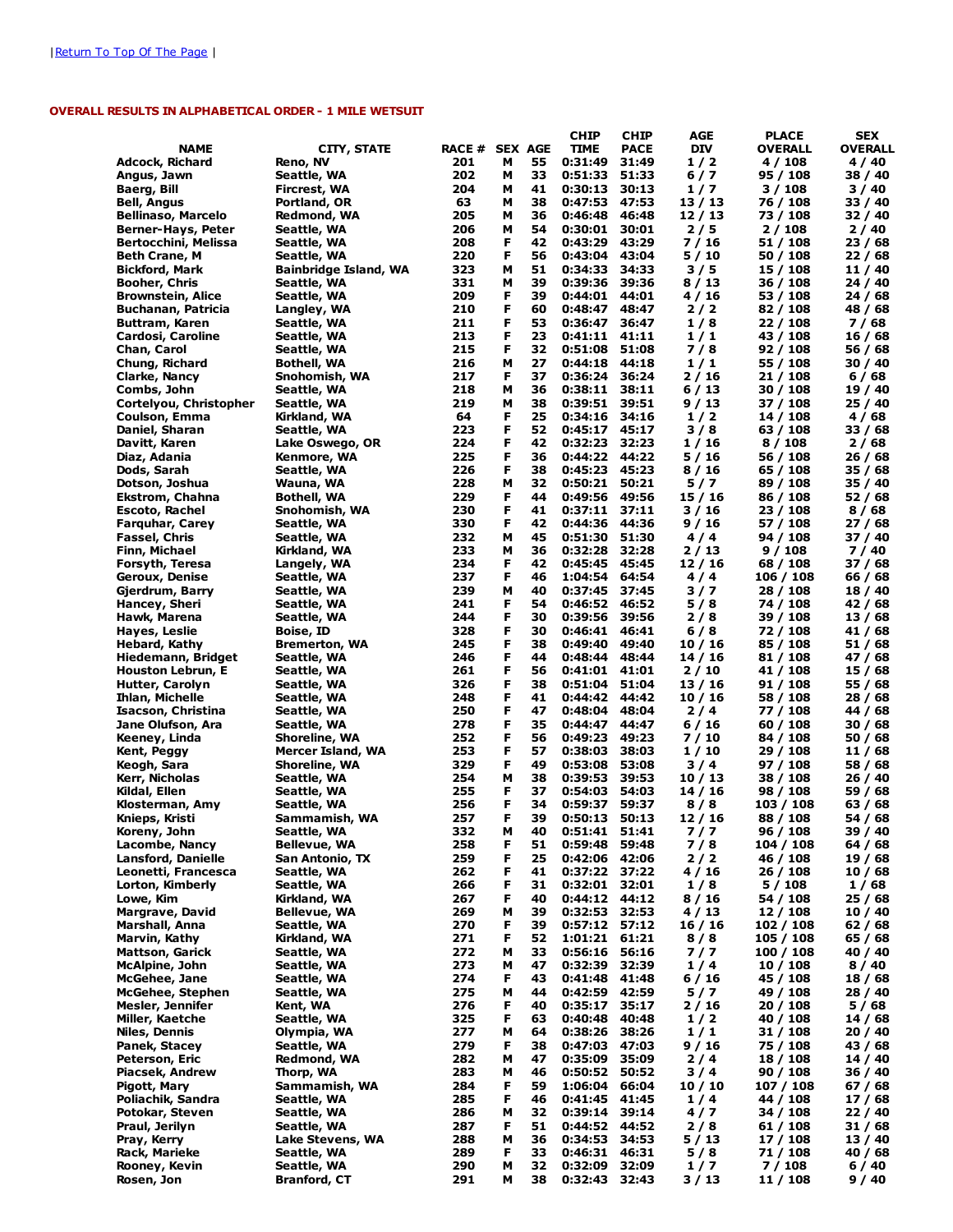|Return To Top Of The Page |

**OVERALL RESULTS IN ALPHABETICAL ORDER - 1 MILE WETSUIT**

| NAME | CITY, STATE | RACE # | SEX | AGE | CHIP TIME | CHIP PACE | AGE DIV | PLACE OVERALL | SEX OVERALL |
|---|---|---|---|---|---|---|---|---|---|
| Adcock, Richard | Reno, NV | 201 | M | 55 | 0:31:49 | 31:49 | 1 / 2 | 4 / 108 | 4 / 40 |
| Angus, Jawn | Seattle, WA | 202 | M | 33 | 0:51:33 | 51:33 | 6 / 7 | 95 / 108 | 38 / 40 |
| Baerg, Bill | Fircrest, WA | 204 | M | 41 | 0:30:13 | 30:13 | 1 / 7 | 3 / 108 | 3 / 40 |
| Bell, Angus | Portland, OR | 63 | M | 38 | 0:47:53 | 47:53 | 13 / 13 | 76 / 108 | 33 / 40 |
| Bellinaso, Marcelo | Redmond, WA | 205 | M | 36 | 0:46:48 | 46:48 | 12 / 13 | 73 / 108 | 32 / 40 |
| Berner-Hays, Peter | Seattle, WA | 206 | M | 54 | 0:30:01 | 30:01 | 2 / 5 | 2 / 108 | 2 / 40 |
| Bertocchini, Melissa | Seattle, WA | 208 | F | 42 | 0:43:29 | 43:29 | 7 / 16 | 51 / 108 | 23 / 68 |
| Beth Crane, M | Seattle, WA | 220 | F | 56 | 0:43:04 | 43:04 | 5 / 10 | 50 / 108 | 22 / 68 |
| Bickford, Mark | Bainbridge Island, WA | 323 | M | 51 | 0:34:33 | 34:33 | 3 / 5 | 15 / 108 | 11 / 40 |
| Booher, Chris | Seattle, WA | 331 | M | 39 | 0:39:36 | 39:36 | 8 / 13 | 36 / 108 | 24 / 40 |
| Brownstein, Alice | Seattle, WA | 209 | F | 39 | 0:44:01 | 44:01 | 4 / 16 | 53 / 108 | 24 / 68 |
| Buchanan, Patricia | Langley, WA | 210 | F | 60 | 0:48:47 | 48:47 | 2 / 2 | 82 / 108 | 48 / 68 |
| Buttram, Karen | Seattle, WA | 211 | F | 53 | 0:36:47 | 36:47 | 1 / 8 | 22 / 108 | 7 / 68 |
| Cardosi, Caroline | Seattle, WA | 213 | F | 23 | 0:41:11 | 41:11 | 1 / 1 | 43 / 108 | 16 / 68 |
| Chan, Carol | Seattle, WA | 215 | F | 32 | 0:51:08 | 51:08 | 7 / 8 | 92 / 108 | 56 / 68 |
| Chung, Richard | Bothell, WA | 216 | M | 27 | 0:44:18 | 44:18 | 1 / 1 | 55 / 108 | 30 / 40 |
| Clarke, Nancy | Snohomish, WA | 217 | F | 37 | 0:36:24 | 36:24 | 2 / 16 | 21 / 108 | 6 / 68 |
| Combs, John | Seattle, WA | 218 | M | 36 | 0:38:11 | 38:11 | 6 / 13 | 30 / 108 | 19 / 40 |
| Cortelyou, Christopher | Seattle, WA | 219 | M | 38 | 0:39:51 | 39:51 | 9 / 13 | 37 / 108 | 25 / 40 |
| Coulson, Emma | Kirkland, WA | 64 | F | 25 | 0:34:16 | 34:16 | 1 / 2 | 14 / 108 | 4 / 68 |
| Daniel, Sharan | Seattle, WA | 223 | F | 52 | 0:45:17 | 45:17 | 3 / 8 | 63 / 108 | 33 / 68 |
| Davitt, Karen | Lake Oswego, OR | 224 | F | 42 | 0:32:23 | 32:23 | 1 / 16 | 8 / 108 | 2 / 68 |
| Diaz, Adania | Kenmore, WA | 225 | F | 36 | 0:44:22 | 44:22 | 5 / 16 | 56 / 108 | 26 / 68 |
| Dods, Sarah | Seattle, WA | 226 | F | 38 | 0:45:23 | 45:23 | 8 / 16 | 65 / 108 | 35 / 68 |
| Dotson, Joshua | Wauna, WA | 228 | M | 32 | 0:50:21 | 50:21 | 5 / 7 | 89 / 108 | 35 / 40 |
| Ekstrom, Chahna | Bothell, WA | 229 | F | 44 | 0:49:56 | 49:56 | 15 / 16 | 86 / 108 | 52 / 68 |
| Escoto, Rachel | Snohomish, WA | 230 | F | 41 | 0:37:11 | 37:11 | 3 / 16 | 23 / 108 | 8 / 68 |
| Farquhar, Carey | Seattle, WA | 330 | F | 42 | 0:44:36 | 44:36 | 9 / 16 | 57 / 108 | 27 / 68 |
| Fassel, Chris | Seattle, WA | 232 | M | 45 | 0:51:30 | 51:30 | 4 / 4 | 94 / 108 | 37 / 40 |
| Finn, Michael | Kirkland, WA | 233 | M | 36 | 0:32:28 | 32:28 | 2 / 13 | 9 / 108 | 7 / 40 |
| Forsyth, Teresa | Langely, WA | 234 | F | 42 | 0:45:45 | 45:45 | 12 / 16 | 68 / 108 | 37 / 68 |
| Geroux, Denise | Seattle, WA | 237 | F | 46 | 1:04:54 | 64:54 | 4 / 4 | 106 / 108 | 66 / 68 |
| Gjerdrum, Barry | Seattle, WA | 239 | M | 40 | 0:37:45 | 37:45 | 3 / 7 | 28 / 108 | 18 / 40 |
| Hancey, Sheri | Seattle, WA | 241 | F | 54 | 0:46:52 | 46:52 | 5 / 8 | 74 / 108 | 42 / 68 |
| Hawk, Marena | Seattle, WA | 244 | F | 30 | 0:39:56 | 39:56 | 2 / 8 | 39 / 108 | 13 / 68 |
| Hayes, Leslie | Boise, ID | 328 | F | 30 | 0:46:41 | 46:41 | 6 / 8 | 72 / 108 | 41 / 68 |
| Hebard, Kathy | Bremerton, WA | 245 | F | 38 | 0:49:40 | 49:40 | 10 / 16 | 85 / 108 | 51 / 68 |
| Hiedemann, Bridget | Seattle, WA | 246 | F | 44 | 0:48:44 | 48:44 | 14 / 16 | 81 / 108 | 47 / 68 |
| Houston Lebrun, E | Seattle, WA | 261 | F | 56 | 0:41:01 | 41:01 | 2 / 10 | 41 / 108 | 15 / 68 |
| Hutter, Carolyn | Seattle, WA | 326 | F | 38 | 0:51:04 | 51:04 | 13 / 16 | 91 / 108 | 55 / 68 |
| Ihlan, Michelle | Seattle, WA | 248 | F | 41 | 0:44:42 | 44:42 | 10 / 16 | 58 / 108 | 28 / 68 |
| Isacson, Christina | Seattle, WA | 250 | F | 47 | 0:48:04 | 48:04 | 2 / 4 | 77 / 108 | 44 / 68 |
| Jane Olufson, Ara | Seattle, WA | 278 | F | 35 | 0:44:47 | 44:47 | 6 / 16 | 60 / 108 | 30 / 68 |
| Keeney, Linda | Shoreline, WA | 252 | F | 56 | 0:49:23 | 49:23 | 7 / 10 | 84 / 108 | 50 / 68 |
| Kent, Peggy | Mercer Island, WA | 253 | F | 57 | 0:38:03 | 38:03 | 1 / 10 | 29 / 108 | 11 / 68 |
| Keogh, Sara | Shoreline, WA | 329 | F | 49 | 0:53:08 | 53:08 | 3 / 4 | 97 / 108 | 58 / 68 |
| Kerr, Nicholas | Seattle, WA | 254 | M | 38 | 0:39:53 | 39:53 | 10 / 13 | 38 / 108 | 26 / 40 |
| Kildal, Ellen | Seattle, WA | 255 | F | 37 | 0:54:03 | 54:03 | 14 / 16 | 98 / 108 | 59 / 68 |
| Klosterman, Amy | Seattle, WA | 256 | F | 34 | 0:59:37 | 59:37 | 8 / 8 | 103 / 108 | 63 / 68 |
| Knieps, Kristi | Sammamish, WA | 257 | F | 39 | 0:50:13 | 50:13 | 12 / 16 | 88 / 108 | 54 / 68 |
| Koreny, John | Seattle, WA | 332 | M | 40 | 0:51:41 | 51:41 | 7 / 7 | 96 / 108 | 39 / 40 |
| Lacombe, Nancy | Bellevue, WA | 258 | F | 51 | 0:59:48 | 59:48 | 7 / 8 | 104 / 108 | 64 / 68 |
| Lansford, Danielle | San Antonio, TX | 259 | F | 25 | 0:42:06 | 42:06 | 2 / 2 | 46 / 108 | 19 / 68 |
| Leonetti, Francesca | Seattle, WA | 262 | F | 41 | 0:37:22 | 37:22 | 4 / 16 | 26 / 108 | 10 / 68 |
| Lorton, Kimberly | Seattle, WA | 266 | F | 31 | 0:32:01 | 32:01 | 1 / 8 | 5 / 108 | 1 / 68 |
| Lowe, Kim | Kirkland, WA | 267 | F | 40 | 0:44:12 | 44:12 | 8 / 16 | 54 / 108 | 25 / 68 |
| Margrave, David | Bellevue, WA | 269 | M | 39 | 0:32:53 | 32:53 | 4 / 13 | 12 / 108 | 10 / 40 |
| Marshall, Anna | Seattle, WA | 270 | F | 39 | 0:57:12 | 57:12 | 16 / 16 | 102 / 108 | 62 / 68 |
| Marvin, Kathy | Kirkland, WA | 271 | F | 52 | 1:01:21 | 61:21 | 8 / 8 | 105 / 108 | 65 / 68 |
| Mattson, Garick | Seattle, WA | 272 | M | 33 | 0:56:16 | 56:16 | 7 / 7 | 100 / 108 | 40 / 40 |
| McAlpine, John | Seattle, WA | 273 | M | 47 | 0:32:39 | 32:39 | 1 / 4 | 10 / 108 | 8 / 40 |
| McGehee, Jane | Seattle, WA | 274 | F | 43 | 0:41:48 | 41:48 | 6 / 16 | 45 / 108 | 18 / 68 |
| McGehee, Stephen | Seattle, WA | 275 | M | 44 | 0:42:59 | 42:59 | 5 / 7 | 49 / 108 | 28 / 40 |
| Mesler, Jennifer | Kent, WA | 276 | F | 40 | 0:35:17 | 35:17 | 2 / 16 | 20 / 108 | 5 / 68 |
| Miller, Kaetche | Seattle, WA | 325 | F | 63 | 0:40:48 | 40:48 | 1 / 2 | 40 / 108 | 14 / 68 |
| Niles, Dennis | Olympia, WA | 277 | M | 64 | 0:38:26 | 38:26 | 1 / 1 | 31 / 108 | 20 / 40 |
| Panek, Stacey | Seattle, WA | 279 | F | 38 | 0:47:03 | 47:03 | 9 / 16 | 75 / 108 | 43 / 68 |
| Peterson, Eric | Redmond, WA | 282 | M | 47 | 0:35:09 | 35:09 | 2 / 4 | 18 / 108 | 14 / 40 |
| Piacsek, Andrew | Thorp, WA | 283 | M | 46 | 0:50:52 | 50:52 | 3 / 4 | 90 / 108 | 36 / 40 |
| Pigott, Mary | Sammamish, WA | 284 | F | 56 | 1:06:04 | 66:04 | 10 / 10 | 107 / 108 | 67 / 68 |
| Poliachik, Sandra | Seattle, WA | 285 | F | 46 | 0:41:45 | 41:45 | 1 / 4 | 44 / 108 | 17 / 68 |
| Potokar, Steven | Seattle, WA | 286 | M | 32 | 0:39:14 | 39:14 | 4 / 7 | 34 / 108 | 22 / 40 |
| Praul, Jerilyn | Seattle, WA | 287 | F | 51 | 0:44:52 | 44:52 | 2 / 8 | 61 / 108 | 31 / 68 |
| Pray, Kerry | Lake Stevens, WA | 288 | M | 36 | 0:34:53 | 34:53 | 5 / 13 | 17 / 108 | 13 / 40 |
| Rack, Marieke | Seattle, WA | 289 | F | 33 | 0:46:31 | 46:31 | 5 / 8 | 71 / 108 | 40 / 68 |
| Rooney, Kevin | Seattle, WA | 290 | M | 32 | 0:32:09 | 32:09 | 1 / 7 | 7 / 108 | 6 / 40 |
| Rosen, Jon | Branford, CT | 291 | M | 38 | 0:32:43 | 32:43 | 3 / 13 | 11 / 108 | 9 / 40 |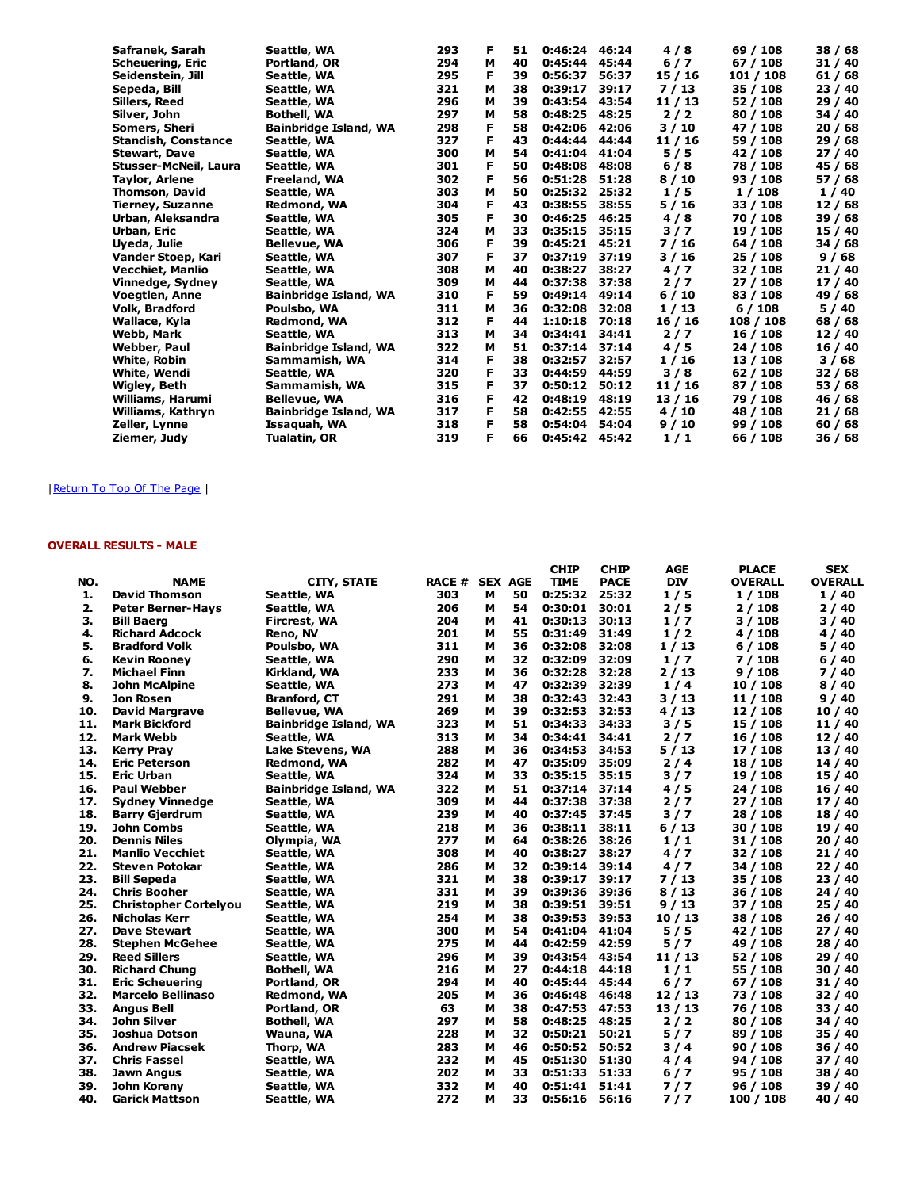| | | | | | | | | | |
|---|---|---|---|---|---|---|---|---|---|
| Safranek, Sarah | Seattle, WA | 293 | F | 51 | 0:46:24 | 46:24 | 4 / 8 | 69 / 108 | 38 / 68 |
| Scheuering, Eric | Portland, OR | 294 | M | 40 | 0:45:44 | 45:44 | 6 / 7 | 67 / 108 | 31 / 40 |
| Seidenstein, Jill | Seattle, WA | 295 | F | 39 | 0:56:37 | 56:37 | 15 / 16 | 101 / 108 | 61 / 68 |
| Sepeda, Bill | Seattle, WA | 321 | M | 38 | 0:39:17 | 39:17 | 7 / 13 | 35 / 108 | 23 / 40 |
| Sillers, Reed | Seattle, WA | 296 | M | 39 | 0:43:54 | 43:54 | 11 / 13 | 52 / 108 | 29 / 40 |
| Silver, John | Bothell, WA | 297 | M | 58 | 0:48:25 | 48:25 | 2 / 2 | 80 / 108 | 34 / 40 |
| Somers, Sheri | Bainbridge Island, WA | 298 | F | 58 | 0:42:06 | 42:06 | 3 / 10 | 47 / 108 | 20 / 68 |
| Standish, Constance | Seattle, WA | 327 | F | 43 | 0:44:44 | 44:44 | 11 / 16 | 59 / 108 | 29 / 68 |
| Stewart, Dave | Seattle, WA | 300 | M | 54 | 0:41:04 | 41:04 | 5 / 5 | 42 / 108 | 27 / 40 |
| Stusser-McNeil, Laura | Seattle, WA | 301 | F | 50 | 0:48:08 | 48:08 | 6 / 8 | 78 / 108 | 45 / 68 |
| Taylor, Arlene | Freeland, WA | 302 | F | 56 | 0:51:28 | 51:28 | 8 / 10 | 93 / 108 | 57 / 68 |
| Thomson, David | Seattle, WA | 303 | M | 50 | 0:25:32 | 25:32 | 1 / 5 | 1 / 108 | 1 / 40 |
| Tierney, Suzanne | Redmond, WA | 304 | F | 43 | 0:38:55 | 38:55 | 5 / 16 | 33 / 108 | 12 / 68 |
| Urban, Aleksandra | Seattle, WA | 305 | F | 30 | 0:46:25 | 46:25 | 4 / 8 | 70 / 108 | 39 / 68 |
| Urban, Eric | Seattle, WA | 324 | M | 33 | 0:35:15 | 35:15 | 3 / 7 | 19 / 108 | 15 / 40 |
| Uyeda, Julie | Bellevue, WA | 306 | F | 39 | 0:45:21 | 45:21 | 7 / 16 | 64 / 108 | 34 / 68 |
| Vander Stoep, Kari | Seattle, WA | 307 | F | 37 | 0:37:19 | 37:19 | 3 / 16 | 25 / 108 | 9 / 68 |
| Vecchiet, Manlio | Seattle, WA | 308 | M | 40 | 0:38:27 | 38:27 | 4 / 7 | 32 / 108 | 21 / 40 |
| Vinnedge, Sydney | Seattle, WA | 309 | M | 44 | 0:37:38 | 37:38 | 2 / 7 | 27 / 108 | 17 / 40 |
| Voegtlen, Anne | Bainbridge Island, WA | 310 | F | 59 | 0:49:14 | 49:14 | 6 / 10 | 83 / 108 | 49 / 68 |
| Volk, Bradford | Poulsbo, WA | 311 | M | 36 | 0:32:08 | 32:08 | 1 / 13 | 6 / 108 | 5 / 40 |
| Wallace, Kyla | Redmond, WA | 312 | F | 44 | 1:10:18 | 70:18 | 16 / 16 | 108 / 108 | 68 / 68 |
| Webb, Mark | Seattle, WA | 313 | M | 34 | 0:34:41 | 34:41 | 2 / 7 | 16 / 108 | 12 / 40 |
| Webber, Paul | Bainbridge Island, WA | 322 | M | 51 | 0:37:14 | 37:14 | 4 / 5 | 24 / 108 | 16 / 40 |
| White, Robin | Sammamish, WA | 314 | F | 38 | 0:32:57 | 32:57 | 1 / 16 | 13 / 108 | 3 / 68 |
| White, Wendi | Seattle, WA | 320 | F | 33 | 0:44:59 | 44:59 | 3 / 8 | 62 / 108 | 32 / 68 |
| Wigley, Beth | Sammamish, WA | 315 | F | 37 | 0:50:12 | 50:12 | 11 / 16 | 87 / 108 | 53 / 68 |
| Williams, Harumi | Bellevue, WA | 316 | F | 42 | 0:48:19 | 48:19 | 13 / 16 | 79 / 108 | 46 / 68 |
| Williams, Kathryn | Bainbridge Island, WA | 317 | F | 58 | 0:42:55 | 42:55 | 4 / 10 | 48 / 108 | 21 / 68 |
| Zeller, Lynne | Issaquah, WA | 318 | F | 58 | 0:54:04 | 54:04 | 9 / 10 | 99 / 108 | 60 / 68 |
| Ziemer, Judy | Tualatin, OR | 319 | F | 66 | 0:45:42 | 45:42 | 1 / 1 | 66 / 108 | 36 / 68 |

| Return To Top Of The Page |

## OVERALL RESULTS - MALE

| NO. | NAME | CITY, STATE | RACE # | SEX | AGE | CHIP TIME | CHIP PACE | AGE DIV | PLACE OVERALL | SEX OVERALL |
|---|---|---|---|---|---|---|---|---|---|---|
| 1. | David Thomson | Seattle, WA | 303 | M | 50 | 0:25:32 | 25:32 | 1 / 5 | 1 / 108 | 1 / 40 |
| 2. | Peter Berner-Hays | Seattle, WA | 206 | M | 54 | 0:30:01 | 30:01 | 2 / 5 | 2 / 108 | 2 / 40 |
| 3. | Bill Baerg | Fircrest, WA | 204 | M | 41 | 0:30:13 | 30:13 | 1 / 7 | 3 / 108 | 3 / 40 |
| 4. | Richard Adcock | Reno, NV | 201 | M | 55 | 0:31:49 | 31:49 | 1 / 2 | 4 / 108 | 4 / 40 |
| 5. | Bradford Volk | Poulsbo, WA | 311 | M | 36 | 0:32:08 | 32:08 | 1 / 13 | 6 / 108 | 5 / 40 |
| 6. | Kevin Rooney | Seattle, WA | 290 | M | 32 | 0:32:09 | 32:09 | 1 / 7 | 7 / 108 | 6 / 40 |
| 7. | Michael Finn | Kirkland, WA | 233 | M | 36 | 0:32:28 | 32:28 | 2 / 13 | 9 / 108 | 7 / 40 |
| 8. | John McAlpine | Seattle, WA | 273 | M | 47 | 0:32:39 | 32:39 | 1 / 4 | 10 / 108 | 8 / 40 |
| 9. | Jon Rosen | Branford, CT | 291 | M | 38 | 0:32:43 | 32:43 | 3 / 13 | 11 / 108 | 9 / 40 |
| 10. | David Margrave | Bellevue, WA | 269 | M | 39 | 0:32:53 | 32:53 | 4 / 13 | 12 / 108 | 10 / 40 |
| 11. | Mark Bickford | Bainbridge Island, WA | 323 | M | 51 | 0:34:33 | 34:33 | 3 / 5 | 15 / 108 | 11 / 40 |
| 12. | Mark Webb | Seattle, WA | 313 | M | 34 | 0:34:41 | 34:41 | 2 / 7 | 16 / 108 | 12 / 40 |
| 13. | Kerry Pray | Lake Stevens, WA | 288 | M | 36 | 0:34:53 | 34:53 | 5 / 13 | 17 / 108 | 13 / 40 |
| 14. | Eric Peterson | Redmond, WA | 282 | M | 47 | 0:35:09 | 35:09 | 2 / 4 | 18 / 108 | 14 / 40 |
| 15. | Eric Urban | Seattle, WA | 324 | M | 33 | 0:35:15 | 35:15 | 3 / 7 | 19 / 108 | 15 / 40 |
| 16. | Paul Webber | Bainbridge Island, WA | 322 | M | 51 | 0:37:14 | 37:14 | 4 / 5 | 24 / 108 | 16 / 40 |
| 17. | Sydney Vinnedge | Seattle, WA | 309 | M | 44 | 0:37:38 | 37:38 | 2 / 7 | 27 / 108 | 17 / 40 |
| 18. | Barry Gjerdrum | Seattle, WA | 239 | M | 40 | 0:37:45 | 37:45 | 3 / 7 | 28 / 108 | 18 / 40 |
| 19. | John Combs | Seattle, WA | 218 | M | 36 | 0:38:11 | 38:11 | 6 / 13 | 30 / 108 | 19 / 40 |
| 20. | Dennis Niles | Olympia, WA | 277 | M | 64 | 0:38:26 | 38:26 | 1 / 1 | 31 / 108 | 20 / 40 |
| 21. | Manlio Vecchiet | Seattle, WA | 308 | M | 40 | 0:38:27 | 38:27 | 4 / 7 | 32 / 108 | 21 / 40 |
| 22. | Steven Potokar | Seattle, WA | 286 | M | 32 | 0:39:14 | 39:14 | 4 / 7 | 34 / 108 | 22 / 40 |
| 23. | Bill Sepeda | Seattle, WA | 321 | M | 38 | 0:39:17 | 39:17 | 7 / 13 | 35 / 108 | 23 / 40 |
| 24. | Chris Booher | Seattle, WA | 331 | M | 39 | 0:39:36 | 39:36 | 8 / 13 | 36 / 108 | 24 / 40 |
| 25. | Christopher Cortelyou | Seattle, WA | 219 | M | 38 | 0:39:51 | 39:51 | 9 / 13 | 37 / 108 | 25 / 40 |
| 26. | Nicholas Kerr | Seattle, WA | 254 | M | 38 | 0:39:53 | 39:53 | 10 / 13 | 38 / 108 | 26 / 40 |
| 27. | Dave Stewart | Seattle, WA | 300 | M | 54 | 0:41:04 | 41:04 | 5 / 5 | 42 / 108 | 27 / 40 |
| 28. | Stephen McGehee | Seattle, WA | 275 | M | 44 | 0:42:59 | 42:59 | 5 / 7 | 49 / 108 | 28 / 40 |
| 29. | Reed Sillers | Seattle, WA | 296 | M | 39 | 0:43:54 | 43:54 | 11 / 13 | 52 / 108 | 29 / 40 |
| 30. | Richard Chung | Bothell, WA | 216 | M | 27 | 0:44:18 | 44:18 | 1 / 1 | 55 / 108 | 30 / 40 |
| 31. | Eric Scheuering | Portland, OR | 294 | M | 40 | 0:45:44 | 45:44 | 6 / 7 | 67 / 108 | 31 / 40 |
| 32. | Marcelo Bellinaso | Redmond, WA | 205 | M | 36 | 0:46:48 | 46:48 | 12 / 13 | 73 / 108 | 32 / 40 |
| 33. | Angus Bell | Portland, OR | 63 | M | 38 | 0:47:53 | 47:53 | 13 / 13 | 76 / 108 | 33 / 40 |
| 34. | John Silver | Bothell, WA | 297 | M | 58 | 0:48:25 | 48:25 | 2 / 2 | 80 / 108 | 34 / 40 |
| 35. | Joshua Dotson | Wauna, WA | 228 | M | 32 | 0:50:21 | 50:21 | 5 / 7 | 89 / 108 | 35 / 40 |
| 36. | Andrew Piacsek | Thorp, WA | 283 | M | 46 | 0:50:52 | 50:52 | 3 / 4 | 90 / 108 | 36 / 40 |
| 37. | Chris Fassel | Seattle, WA | 232 | M | 45 | 0:51:30 | 51:30 | 4 / 4 | 94 / 108 | 37 / 40 |
| 38. | Jawn Angus | Seattle, WA | 202 | M | 33 | 0:51:33 | 51:33 | 6 / 7 | 95 / 108 | 38 / 40 |
| 39. | John Koreny | Seattle, WA | 332 | M | 40 | 0:51:41 | 51:41 | 7 / 7 | 96 / 108 | 39 / 40 |
| 40. | Garick Mattson | Seattle, WA | 272 | M | 33 | 0:56:16 | 56:16 | 7 / 7 | 100 / 108 | 40 / 40 |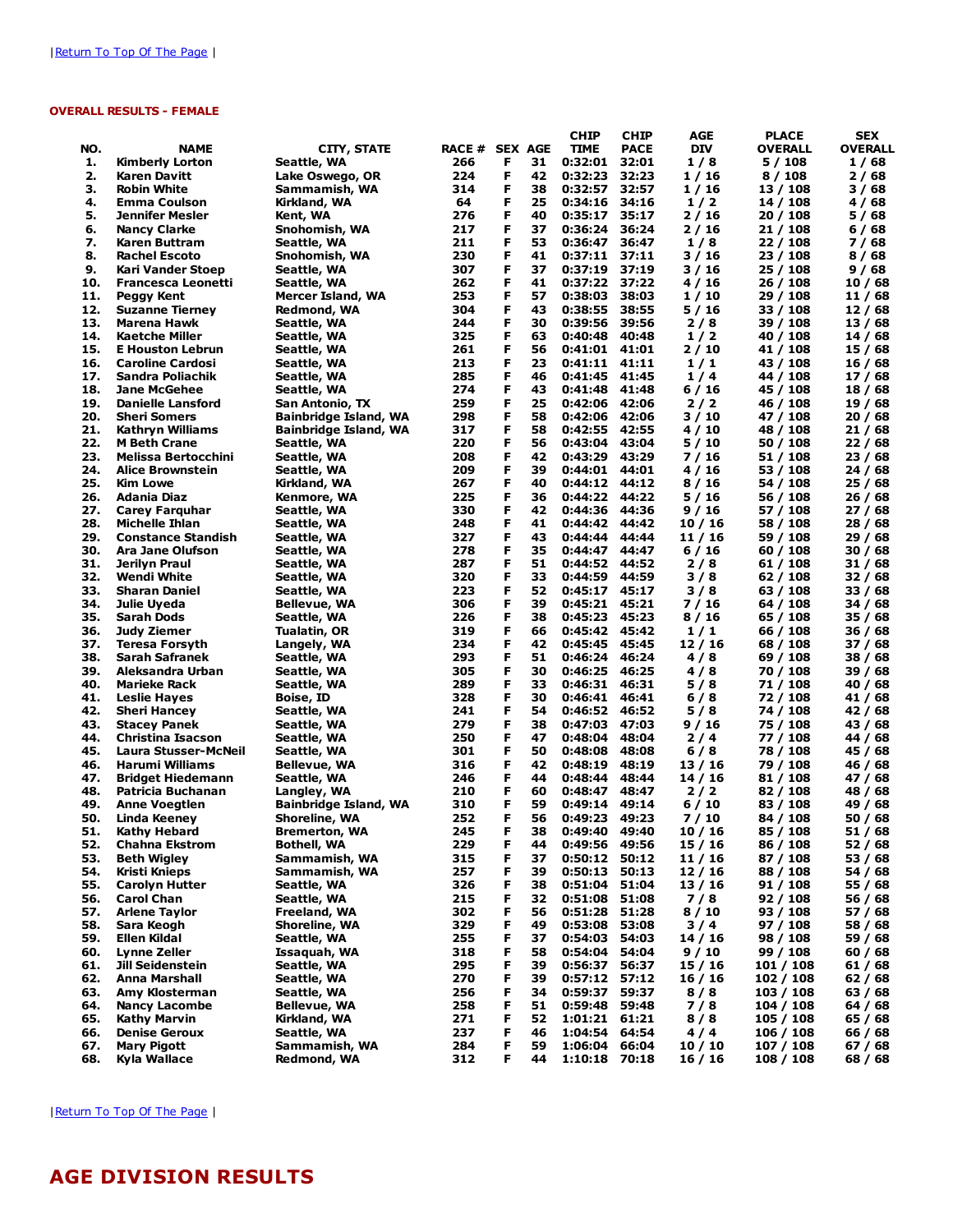|Return To Top Of The Page |

**OVERALL RESULTS - FEMALE**

| NO. | NAME | CITY, STATE | RACE # | SEX | AGE | CHIP TIME | CHIP PACE | AGE DIV | PLACE OVERALL | SEX OVERALL |
|---|---|---|---|---|---|---|---|---|---|---|
| 1. | Kimberly Lorton | Seattle, WA | 266 | F | 31 | 0:32:01 | 32:01 | 1 / 8 | 5 / 108 | 1 / 68 |
| 2. | Karen Davitt | Lake Oswego, OR | 224 | F | 42 | 0:32:23 | 32:23 | 1 / 16 | 8 / 108 | 2 / 68 |
| 3. | Robin White | Sammamish, WA | 314 | F | 38 | 0:32:57 | 32:57 | 1 / 16 | 13 / 108 | 3 / 68 |
| 4. | Emma Coulson | Kirkland, WA | 64 | F | 25 | 0:34:16 | 34:16 | 1 / 2 | 14 / 108 | 4 / 68 |
| 5. | Jennifer Mesler | Kent, WA | 276 | F | 40 | 0:35:17 | 35:17 | 2 / 16 | 20 / 108 | 5 / 68 |
| 6. | Nancy Clarke | Snohomish, WA | 217 | F | 37 | 0:36:24 | 36:24 | 2 / 16 | 21 / 108 | 6 / 68 |
| 7. | Karen Buttram | Seattle, WA | 211 | F | 53 | 0:36:47 | 36:47 | 1 / 8 | 22 / 108 | 7 / 68 |
| 8. | Rachel Escoto | Snohomish, WA | 230 | F | 41 | 0:37:11 | 37:11 | 3 / 16 | 23 / 108 | 8 / 68 |
| 9. | Kari Vander Stoep | Seattle, WA | 307 | F | 37 | 0:37:19 | 37:19 | 3 / 16 | 25 / 108 | 9 / 68 |
| 10. | Francesca Leonetti | Seattle, WA | 262 | F | 41 | 0:37:22 | 37:22 | 4 / 16 | 26 / 108 | 10 / 68 |
| 11. | Peggy Kent | Mercer Island, WA | 253 | F | 57 | 0:38:03 | 38:03 | 1 / 10 | 29 / 108 | 11 / 68 |
| 12. | Suzanne Tierney | Redmond, WA | 304 | F | 43 | 0:38:55 | 38:55 | 5 / 16 | 33 / 108 | 12 / 68 |
| 13. | Marena Hawk | Seattle, WA | 244 | F | 30 | 0:39:56 | 39:56 | 2 / 8 | 39 / 108 | 13 / 68 |
| 14. | Kaetche Miller | Seattle, WA | 325 | F | 63 | 0:40:48 | 40:48 | 1 / 2 | 40 / 108 | 14 / 68 |
| 15. | E Houston Lebrun | Seattle, WA | 261 | F | 56 | 0:41:01 | 41:01 | 2 / 10 | 41 / 108 | 15 / 68 |
| 16. | Caroline Cardosi | Seattle, WA | 213 | F | 23 | 0:41:11 | 41:11 | 1 / 1 | 43 / 108 | 16 / 68 |
| 17. | Sandra Poliachik | Seattle, WA | 285 | F | 46 | 0:41:45 | 41:45 | 1 / 4 | 44 / 108 | 17 / 68 |
| 18. | Jane McGehee | Seattle, WA | 274 | F | 43 | 0:41:48 | 41:48 | 6 / 16 | 45 / 108 | 18 / 68 |
| 19. | Danielle Lansford | San Antonio, TX | 259 | F | 25 | 0:42:06 | 42:06 | 2 / 2 | 46 / 108 | 19 / 68 |
| 20. | Sheri Somers | Bainbridge Island, WA | 298 | F | 58 | 0:42:06 | 42:06 | 3 / 10 | 47 / 108 | 20 / 68 |
| 21. | Kathryn Williams | Bainbridge Island, WA | 317 | F | 58 | 0:42:55 | 42:55 | 4 / 10 | 48 / 108 | 21 / 68 |
| 22. | M Beth Crane | Seattle, WA | 220 | F | 56 | 0:43:04 | 43:04 | 5 / 10 | 50 / 108 | 22 / 68 |
| 23. | Melissa Bertocchini | Seattle, WA | 208 | F | 42 | 0:43:29 | 43:29 | 7 / 16 | 51 / 108 | 23 / 68 |
| 24. | Alice Brownstein | Seattle, WA | 209 | F | 39 | 0:44:01 | 44:01 | 4 / 16 | 53 / 108 | 24 / 68 |
| 25. | Kim Lowe | Kirkland, WA | 267 | F | 40 | 0:44:12 | 44:12 | 8 / 16 | 54 / 108 | 25 / 68 |
| 26. | Adania Diaz | Kenmore, WA | 225 | F | 36 | 0:44:22 | 44:22 | 5 / 16 | 56 / 108 | 26 / 68 |
| 27. | Carey Farquhar | Seattle, WA | 330 | F | 42 | 0:44:36 | 44:36 | 9 / 16 | 57 / 108 | 27 / 68 |
| 28. | Michelle Ihlan | Seattle, WA | 248 | F | 41 | 0:44:42 | 44:42 | 10 / 16 | 58 / 108 | 28 / 68 |
| 29. | Constance Standish | Seattle, WA | 327 | F | 43 | 0:44:44 | 44:44 | 11 / 16 | 59 / 108 | 29 / 68 |
| 30. | Ara Jane Olufson | Seattle, WA | 278 | F | 35 | 0:44:47 | 44:47 | 6 / 16 | 60 / 108 | 30 / 68 |
| 31. | Jerilyn Praul | Seattle, WA | 287 | F | 51 | 0:44:52 | 44:52 | 2 / 8 | 61 / 108 | 31 / 68 |
| 32. | Wendi White | Seattle, WA | 320 | F | 33 | 0:44:59 | 44:59 | 3 / 8 | 62 / 108 | 32 / 68 |
| 33. | Sharan Daniel | Seattle, WA | 223 | F | 52 | 0:45:17 | 45:17 | 3 / 8 | 63 / 108 | 33 / 68 |
| 34. | Julie Uyeda | Bellevue, WA | 306 | F | 39 | 0:45:21 | 45:21 | 7 / 16 | 64 / 108 | 34 / 68 |
| 35. | Sarah Dods | Seattle, WA | 226 | F | 38 | 0:45:23 | 45:23 | 8 / 16 | 65 / 108 | 35 / 68 |
| 36. | Judy Ziemer | Tualatin, OR | 319 | F | 66 | 0:45:42 | 45:42 | 1 / 1 | 66 / 108 | 36 / 68 |
| 37. | Teresa Forsyth | Langely, WA | 234 | F | 42 | 0:45:45 | 45:45 | 12 / 16 | 68 / 108 | 37 / 68 |
| 38. | Sarah Safranek | Seattle, WA | 293 | F | 51 | 0:46:24 | 46:24 | 4 / 8 | 69 / 108 | 38 / 68 |
| 39. | Aleksandra Urban | Seattle, WA | 305 | F | 30 | 0:46:25 | 46:25 | 4 / 8 | 70 / 108 | 39 / 68 |
| 40. | Marieke Rack | Seattle, WA | 289 | F | 33 | 0:46:31 | 46:31 | 5 / 8 | 71 / 108 | 40 / 68 |
| 41. | Leslie Hayes | Boise, ID | 328 | F | 30 | 0:46:41 | 46:41 | 6 / 8 | 72 / 108 | 41 / 68 |
| 42. | Sheri Hancey | Seattle, WA | 241 | F | 54 | 0:46:52 | 46:52 | 5 / 8 | 74 / 108 | 42 / 68 |
| 43. | Stacey Panek | Seattle, WA | 279 | F | 38 | 0:47:03 | 47:03 | 9 / 16 | 75 / 108 | 43 / 68 |
| 44. | Christina Isacson | Seattle, WA | 250 | F | 47 | 0:48:04 | 48:04 | 2 / 4 | 77 / 108 | 44 / 68 |
| 45. | Laura Stusser-McNeil | Seattle, WA | 301 | F | 50 | 0:48:08 | 48:08 | 6 / 8 | 78 / 108 | 45 / 68 |
| 46. | Harumi Williams | Bellevue, WA | 316 | F | 42 | 0:48:19 | 48:19 | 13 / 16 | 79 / 108 | 46 / 68 |
| 47. | Bridget Hiedemann | Seattle, WA | 246 | F | 44 | 0:48:44 | 48:44 | 14 / 16 | 81 / 108 | 47 / 68 |
| 48. | Patricia Buchanan | Langley, WA | 210 | F | 60 | 0:48:47 | 48:47 | 2 / 2 | 82 / 108 | 48 / 68 |
| 49. | Anne Voegtlen | Bainbridge Island, WA | 310 | F | 59 | 0:49:14 | 49:14 | 6 / 10 | 83 / 108 | 49 / 68 |
| 50. | Linda Keeney | Shoreline, WA | 252 | F | 56 | 0:49:23 | 49:23 | 7 / 10 | 84 / 108 | 50 / 68 |
| 51. | Kathy Hebard | Bremerton, WA | 245 | F | 38 | 0:49:40 | 49:40 | 10 / 16 | 85 / 108 | 51 / 68 |
| 52. | Chahna Ekstrom | Bothell, WA | 229 | F | 44 | 0:49:56 | 49:56 | 15 / 16 | 86 / 108 | 52 / 68 |
| 53. | Beth Wigley | Sammamish, WA | 315 | F | 37 | 0:50:12 | 50:12 | 11 / 16 | 87 / 108 | 53 / 68 |
| 54. | Kristi Knieps | Sammamish, WA | 257 | F | 39 | 0:50:13 | 50:13 | 12 / 16 | 88 / 108 | 54 / 68 |
| 55. | Carolyn Hutter | Seattle, WA | 326 | F | 38 | 0:51:04 | 51:04 | 13 / 16 | 91 / 108 | 55 / 68 |
| 56. | Carol Chan | Seattle, WA | 215 | F | 32 | 0:51:08 | 51:08 | 7 / 8 | 92 / 108 | 56 / 68 |
| 57. | Arlene Taylor | Freeland, WA | 302 | F | 56 | 0:51:28 | 51:28 | 8 / 10 | 93 / 108 | 57 / 68 |
| 58. | Sara Keogh | Shoreline, WA | 329 | F | 49 | 0:53:08 | 53:08 | 3 / 4 | 97 / 108 | 58 / 68 |
| 59. | Ellen Kildal | Seattle, WA | 255 | F | 37 | 0:54:03 | 54:03 | 14 / 16 | 98 / 108 | 59 / 68 |
| 60. | Lynne Zeller | Issaquah, WA | 318 | F | 58 | 0:54:04 | 54:04 | 9 / 10 | 99 / 108 | 60 / 68 |
| 61. | Jill Seidenstein | Seattle, WA | 295 | F | 39 | 0:56:37 | 56:37 | 15 / 16 | 101 / 108 | 61 / 68 |
| 62. | Anna Marshall | Seattle, WA | 270 | F | 39 | 0:57:12 | 57:12 | 16 / 16 | 102 / 108 | 62 / 68 |
| 63. | Amy Klosterman | Seattle, WA | 256 | F | 34 | 0:59:37 | 59:37 | 8 / 8 | 103 / 108 | 63 / 68 |
| 64. | Nancy Lacombe | Bellevue, WA | 258 | F | 51 | 0:59:48 | 59:48 | 7 / 8 | 104 / 108 | 64 / 68 |
| 65. | Kathy Marvin | Kirkland, WA | 271 | F | 52 | 1:01:21 | 61:21 | 8 / 8 | 105 / 108 | 65 / 68 |
| 66. | Denise Geroux | Seattle, WA | 237 | F | 46 | 1:04:54 | 64:54 | 4 / 4 | 106 / 108 | 66 / 68 |
| 67. | Mary Pigott | Sammamish, WA | 284 | F | 59 | 1:06:04 | 66:04 | 10 / 10 | 107 / 108 | 67 / 68 |
| 68. | Kyla Wallace | Redmond, WA | 312 | F | 44 | 1:10:18 | 70:18 | 16 / 16 | 108 / 108 | 68 / 68 |

|Return To Top Of The Page |

## AGE DIVISION RESULTS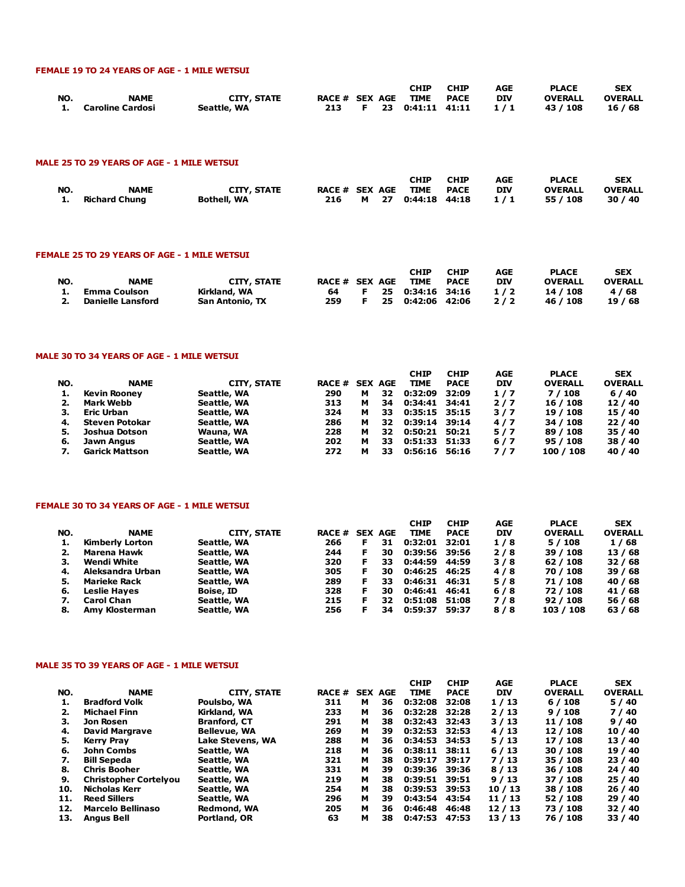#### FEMALE 19 TO 24 YEARS OF AGE - 1 MILE WETSUI

| NO. | NAME | CITY, STATE | RACE # | SEX | AGE | CHIP TIME | CHIP PACE | AGE DIV | PLACE OVERALL | SEX OVERALL |
|---|---|---|---|---|---|---|---|---|---|---|
| 1. | Caroline Cardosi | Seattle, WA | 213 | F | 23 | 0:41:11 | 41:11 | 1 / 1 | 43 / 108 | 16 / 68 |

#### MALE 25 TO 29 YEARS OF AGE - 1 MILE WETSUI

| NO. | NAME | CITY, STATE | RACE # | SEX | AGE | CHIP TIME | CHIP PACE | AGE DIV | PLACE OVERALL | SEX OVERALL |
|---|---|---|---|---|---|---|---|---|---|---|
| 1. | Richard Chung | Bothell, WA | 216 | M | 27 | 0:44:18 | 44:18 | 1 / 1 | 55 / 108 | 30 / 40 |

#### FEMALE 25 TO 29 YEARS OF AGE - 1 MILE WETSUI

| NO. | NAME | CITY, STATE | RACE # | SEX | AGE | CHIP TIME | CHIP PACE | AGE DIV | PLACE OVERALL | SEX OVERALL |
|---|---|---|---|---|---|---|---|---|---|---|
| 1. | Emma Coulson | Kirkland, WA | 64 | F | 25 | 0:34:16 | 34:16 | 1 / 2 | 14 / 108 | 4 / 68 |
| 2. | Danielle Lansford | San Antonio, TX | 259 | F | 25 | 0:42:06 | 42:06 | 2 / 2 | 46 / 108 | 19 / 68 |

#### MALE 30 TO 34 YEARS OF AGE - 1 MILE WETSUI

| NO. | NAME | CITY, STATE | RACE # | SEX | AGE | CHIP TIME | CHIP PACE | AGE DIV | PLACE OVERALL | SEX OVERALL |
|---|---|---|---|---|---|---|---|---|---|---|
| 1. | Kevin Rooney | Seattle, WA | 290 | M | 32 | 0:32:09 | 32:09 | 1 / 7 | 7 / 108 | 6 / 40 |
| 2. | Mark Webb | Seattle, WA | 313 | M | 34 | 0:34:41 | 34:41 | 2 / 7 | 16 / 108 | 12 / 40 |
| 3. | Eric Urban | Seattle, WA | 324 | M | 33 | 0:35:15 | 35:15 | 3 / 7 | 19 / 108 | 15 / 40 |
| 4. | Steven Potokar | Seattle, WA | 286 | M | 32 | 0:39:14 | 39:14 | 4 / 7 | 34 / 108 | 22 / 40 |
| 5. | Joshua Dotson | Wauna, WA | 228 | M | 32 | 0:50:21 | 50:21 | 5 / 7 | 89 / 108 | 35 / 40 |
| 6. | Jawn Angus | Seattle, WA | 202 | M | 33 | 0:51:33 | 51:33 | 6 / 7 | 95 / 108 | 38 / 40 |
| 7. | Garick Mattson | Seattle, WA | 272 | M | 33 | 0:56:16 | 56:16 | 7 / 7 | 100 / 108 | 40 / 40 |

#### FEMALE 30 TO 34 YEARS OF AGE - 1 MILE WETSUI

| NO. | NAME | CITY, STATE | RACE # | SEX | AGE | CHIP TIME | CHIP PACE | AGE DIV | PLACE OVERALL | SEX OVERALL |
|---|---|---|---|---|---|---|---|---|---|---|
| 1. | Kimberly Lorton | Seattle, WA | 266 | F | 31 | 0:32:01 | 32:01 | 1 / 8 | 5 / 108 | 1 / 68 |
| 2. | Marena Hawk | Seattle, WA | 244 | F | 30 | 0:39:56 | 39:56 | 2 / 8 | 39 / 108 | 13 / 68 |
| 3. | Wendi White | Seattle, WA | 320 | F | 33 | 0:44:59 | 44:59 | 3 / 8 | 62 / 108 | 32 / 68 |
| 4. | Aleksandra Urban | Seattle, WA | 305 | F | 30 | 0:46:25 | 46:25 | 4 / 8 | 70 / 108 | 39 / 68 |
| 5. | Marieke Rack | Seattle, WA | 289 | F | 33 | 0:46:31 | 46:31 | 5 / 8 | 71 / 108 | 40 / 68 |
| 6. | Leslie Hayes | Boise, ID | 328 | F | 30 | 0:46:41 | 46:41 | 6 / 8 | 72 / 108 | 41 / 68 |
| 7. | Carol Chan | Seattle, WA | 215 | F | 32 | 0:51:08 | 51:08 | 7 / 8 | 92 / 108 | 56 / 68 |
| 8. | Amy Klosterman | Seattle, WA | 256 | F | 34 | 0:59:37 | 59:37 | 8 / 8 | 103 / 108 | 63 / 68 |

#### MALE 35 TO 39 YEARS OF AGE - 1 MILE WETSUI

| NO. | NAME | CITY, STATE | RACE # | SEX | AGE | CHIP TIME | CHIP PACE | AGE DIV | PLACE OVERALL | SEX OVERALL |
|---|---|---|---|---|---|---|---|---|---|---|
| 1. | Bradford Volk | Poulsbo, WA | 311 | M | 36 | 0:32:08 | 32:08 | 1 / 13 | 6 / 108 | 5 / 40 |
| 2. | Michael Finn | Kirkland, WA | 233 | M | 36 | 0:32:28 | 32:28 | 2 / 13 | 9 / 108 | 7 / 40 |
| 3. | Jon Rosen | Branford, CT | 291 | M | 38 | 0:32:43 | 32:43 | 3 / 13 | 11 / 108 | 9 / 40 |
| 4. | David Margrave | Bellevue, WA | 269 | M | 39 | 0:32:53 | 32:53 | 4 / 13 | 12 / 108 | 10 / 40 |
| 5. | Kerry Pray | Lake Stevens, WA | 288 | M | 36 | 0:34:53 | 34:53 | 5 / 13 | 17 / 108 | 13 / 40 |
| 6. | John Combs | Seattle, WA | 218 | M | 36 | 0:38:11 | 38:11 | 6 / 13 | 30 / 108 | 19 / 40 |
| 7. | Bill Sepeda | Seattle, WA | 321 | M | 38 | 0:39:17 | 39:17 | 7 / 13 | 35 / 108 | 23 / 40 |
| 8. | Chris Booher | Seattle, WA | 331 | M | 39 | 0:39:36 | 39:36 | 8 / 13 | 36 / 108 | 24 / 40 |
| 9. | Christopher Cortelyou | Seattle, WA | 219 | M | 38 | 0:39:51 | 39:51 | 9 / 13 | 37 / 108 | 25 / 40 |
| 10. | Nicholas Kerr | Seattle, WA | 254 | M | 38 | 0:39:53 | 39:53 | 10 / 13 | 38 / 108 | 26 / 40 |
| 11. | Reed Sillers | Seattle, WA | 296 | M | 39 | 0:43:54 | 43:54 | 11 / 13 | 52 / 108 | 29 / 40 |
| 12. | Marcelo Bellinaso | Redmond, WA | 205 | M | 36 | 0:46:48 | 46:48 | 12 / 13 | 73 / 108 | 32 / 40 |
| 13. | Angus Bell | Portland, OR | 63 | M | 38 | 0:47:53 | 47:53 | 13 / 13 | 76 / 108 | 33 / 40 |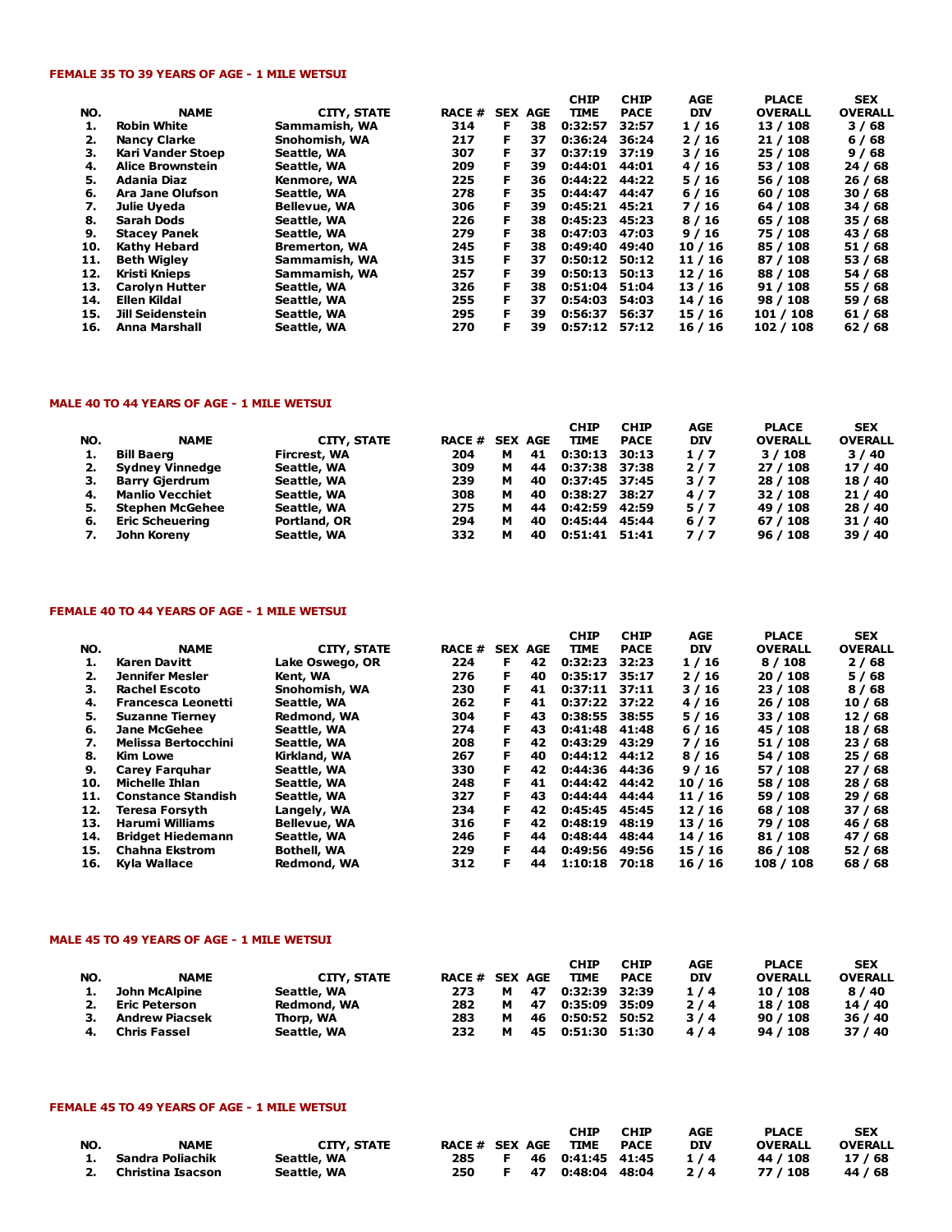#### FEMALE 35 TO 39 YEARS OF AGE - 1 MILE WETSUI

| NO. | NAME | CITY, STATE | RACE # | SEX | AGE | CHIP TIME | CHIP PACE | AGE DIV | PLACE OVERALL | SEX OVERALL |
|---|---|---|---|---|---|---|---|---|---|---|
| 1. | Robin White | Sammamish, WA | 314 | F | 38 | 0:32:57 | 32:57 | 1 / 16 | 13 / 108 | 3 / 68 |
| 2. | Nancy Clarke | Snohomish, WA | 217 | F | 37 | 0:36:24 | 36:24 | 2 / 16 | 21 / 108 | 6 / 68 |
| 3. | Kari Vander Stoep | Seattle, WA | 307 | F | 37 | 0:37:19 | 37:19 | 3 / 16 | 25 / 108 | 9 / 68 |
| 4. | Alice Brownstein | Seattle, WA | 209 | F | 39 | 0:44:01 | 44:01 | 4 / 16 | 53 / 108 | 24 / 68 |
| 5. | Adania Diaz | Kenmore, WA | 225 | F | 36 | 0:44:22 | 44:22 | 5 / 16 | 56 / 108 | 26 / 68 |
| 6. | Ara Jane Olufson | Seattle, WA | 278 | F | 35 | 0:44:47 | 44:47 | 6 / 16 | 60 / 108 | 30 / 68 |
| 7. | Julie Uyeda | Bellevue, WA | 306 | F | 39 | 0:45:21 | 45:21 | 7 / 16 | 64 / 108 | 34 / 68 |
| 8. | Sarah Dods | Seattle, WA | 226 | F | 38 | 0:45:23 | 45:23 | 8 / 16 | 65 / 108 | 35 / 68 |
| 9. | Stacey Panek | Seattle, WA | 279 | F | 38 | 0:47:03 | 47:03 | 9 / 16 | 75 / 108 | 43 / 68 |
| 10. | Kathy Hebard | Bremerton, WA | 245 | F | 38 | 0:49:40 | 49:40 | 10 / 16 | 85 / 108 | 51 / 68 |
| 11. | Beth Wigley | Sammamish, WA | 315 | F | 37 | 0:50:12 | 50:12 | 11 / 16 | 87 / 108 | 53 / 68 |
| 12. | Kristi Knieps | Sammamish, WA | 257 | F | 39 | 0:50:13 | 50:13 | 12 / 16 | 88 / 108 | 54 / 68 |
| 13. | Carolyn Hutter | Seattle, WA | 326 | F | 38 | 0:51:04 | 51:04 | 13 / 16 | 91 / 108 | 55 / 68 |
| 14. | Ellen Kildal | Seattle, WA | 255 | F | 37 | 0:54:03 | 54:03 | 14 / 16 | 98 / 108 | 59 / 68 |
| 15. | Jill Seidenstein | Seattle, WA | 295 | F | 39 | 0:56:37 | 56:37 | 15 / 16 | 101 / 108 | 61 / 68 |
| 16. | Anna Marshall | Seattle, WA | 270 | F | 39 | 0:57:12 | 57:12 | 16 / 16 | 102 / 108 | 62 / 68 |

#### MALE 40 TO 44 YEARS OF AGE - 1 MILE WETSUI

| NO. | NAME | CITY, STATE | RACE # | SEX | AGE | CHIP TIME | CHIP PACE | AGE DIV | PLACE OVERALL | SEX OVERALL |
|---|---|---|---|---|---|---|---|---|---|---|
| 1. | Bill Baerg | Fircrest, WA | 204 | M | 41 | 0:30:13 | 30:13 | 1 / 7 | 3 / 108 | 3 / 40 |
| 2. | Sydney Vinnedge | Seattle, WA | 309 | M | 44 | 0:37:38 | 37:38 | 2 / 7 | 27 / 108 | 17 / 40 |
| 3. | Barry Gjerdrum | Seattle, WA | 239 | M | 40 | 0:37:45 | 37:45 | 3 / 7 | 28 / 108 | 18 / 40 |
| 4. | Manlio Vecchiet | Seattle, WA | 308 | M | 40 | 0:38:27 | 38:27 | 4 / 7 | 32 / 108 | 21 / 40 |
| 5. | Stephen McGehee | Seattle, WA | 275 | M | 44 | 0:42:59 | 42:59 | 5 / 7 | 49 / 108 | 28 / 40 |
| 6. | Eric Scheuering | Portland, OR | 294 | M | 40 | 0:45:44 | 45:44 | 6 / 7 | 67 / 108 | 31 / 40 |
| 7. | John Koreny | Seattle, WA | 332 | M | 40 | 0:51:41 | 51:41 | 7 / 7 | 96 / 108 | 39 / 40 |

#### FEMALE 40 TO 44 YEARS OF AGE - 1 MILE WETSUI

| NO. | NAME | CITY, STATE | RACE # | SEX | AGE | CHIP TIME | CHIP PACE | AGE DIV | PLACE OVERALL | SEX OVERALL |
|---|---|---|---|---|---|---|---|---|---|---|
| 1. | Karen Davitt | Lake Oswego, OR | 224 | F | 42 | 0:32:23 | 32:23 | 1 / 16 | 8 / 108 | 2 / 68 |
| 2. | Jennifer Mesler | Kent, WA | 276 | F | 40 | 0:35:17 | 35:17 | 2 / 16 | 20 / 108 | 5 / 68 |
| 3. | Rachel Escoto | Snohomish, WA | 230 | F | 41 | 0:37:11 | 37:11 | 3 / 16 | 23 / 108 | 8 / 68 |
| 4. | Francesca Leonetti | Seattle, WA | 262 | F | 41 | 0:37:22 | 37:22 | 4 / 16 | 26 / 108 | 10 / 68 |
| 5. | Suzanne Tierney | Redmond, WA | 304 | F | 43 | 0:38:55 | 38:55 | 5 / 16 | 33 / 108 | 12 / 68 |
| 6. | Jane McGehee | Seattle, WA | 274 | F | 43 | 0:41:48 | 41:48 | 6 / 16 | 45 / 108 | 18 / 68 |
| 7. | Melissa Bertocchini | Seattle, WA | 208 | F | 42 | 0:43:29 | 43:29 | 7 / 16 | 51 / 108 | 23 / 68 |
| 8. | Kim Lowe | Kirkland, WA | 267 | F | 40 | 0:44:12 | 44:12 | 8 / 16 | 54 / 108 | 25 / 68 |
| 9. | Carey Farquhar | Seattle, WA | 330 | F | 42 | 0:44:36 | 44:36 | 9 / 16 | 57 / 108 | 27 / 68 |
| 10. | Michelle Ihlan | Seattle, WA | 248 | F | 41 | 0:44:42 | 44:42 | 10 / 16 | 58 / 108 | 28 / 68 |
| 11. | Constance Standish | Seattle, WA | 327 | F | 43 | 0:44:44 | 44:44 | 11 / 16 | 59 / 108 | 29 / 68 |
| 12. | Teresa Forsyth | Langely, WA | 234 | F | 42 | 0:45:45 | 45:45 | 12 / 16 | 68 / 108 | 37 / 68 |
| 13. | Harumi Williams | Bellevue, WA | 316 | F | 42 | 0:48:19 | 48:19 | 13 / 16 | 79 / 108 | 46 / 68 |
| 14. | Bridget Hiedemann | Seattle, WA | 246 | F | 44 | 0:48:44 | 48:44 | 14 / 16 | 81 / 108 | 47 / 68 |
| 15. | Chahna Ekstrom | Bothell, WA | 229 | F | 44 | 0:49:56 | 49:56 | 15 / 16 | 86 / 108 | 52 / 68 |
| 16. | Kyla Wallace | Redmond, WA | 312 | F | 44 | 1:10:18 | 70:18 | 16 / 16 | 108 / 108 | 68 / 68 |

#### MALE 45 TO 49 YEARS OF AGE - 1 MILE WETSUI

| NO. | NAME | CITY, STATE | RACE # | SEX | AGE | CHIP TIME | CHIP PACE | AGE DIV | PLACE OVERALL | SEX OVERALL |
|---|---|---|---|---|---|---|---|---|---|---|
| 1. | John McAlpine | Seattle, WA | 273 | M | 47 | 0:32:39 | 32:39 | 1 / 4 | 10 / 108 | 8 / 40 |
| 2. | Eric Peterson | Redmond, WA | 282 | M | 47 | 0:35:09 | 35:09 | 2 / 4 | 18 / 108 | 14 / 40 |
| 3. | Andrew Piacsek | Thorp, WA | 283 | M | 46 | 0:50:52 | 50:52 | 3 / 4 | 90 / 108 | 36 / 40 |
| 4. | Chris Fassel | Seattle, WA | 232 | M | 45 | 0:51:30 | 51:30 | 4 / 4 | 94 / 108 | 37 / 40 |

#### FEMALE 45 TO 49 YEARS OF AGE - 1 MILE WETSUI

| NO. | NAME | CITY, STATE | RACE # | SEX | AGE | CHIP TIME | CHIP PACE | AGE DIV | PLACE OVERALL | SEX OVERALL |
|---|---|---|---|---|---|---|---|---|---|---|
| 1. | Sandra Poliachik | Seattle, WA | 285 | F | 46 | 0:41:45 | 41:45 | 1 / 4 | 44 / 108 | 17 / 68 |
| 2. | Christina Isacson | Seattle, WA | 250 | F | 47 | 0:48:04 | 48:04 | 2 / 4 | 77 / 108 | 44 / 68 |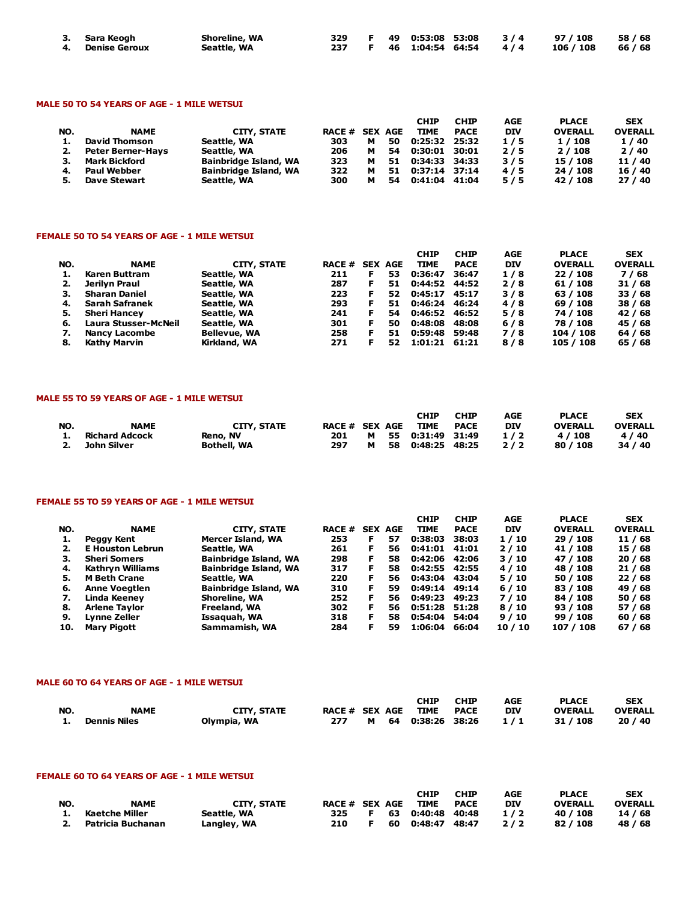| | | | | | | | | | | |
|---|---|---|---|---|---|---|---|---|---|---|
| 3. | Sara Keogh | Shoreline, WA | 329 | F | 49 | 0:53:08 | 53:08 | 3 / 4 | 97 / 108 | 58 / 68 |
| 4. | Denise Geroux | Seattle, WA | 237 | F | 46 | 1:04:54 | 64:54 | 4 / 4 | 106 / 108 | 66 / 68 |

### MALE 50 TO 54 YEARS OF AGE - 1 MILE WETSUI

| NO. | NAME | CITY, STATE | RACE # | SEX | AGE | CHIP TIME | CHIP PACE | AGE DIV | PLACE OVERALL | SEX OVERALL |
|---|---|---|---|---|---|---|---|---|---|---|
| 1. | David Thomson | Seattle, WA | 303 | M | 50 | 0:25:32 | 25:32 | 1 / 5 | 1 / 108 | 1 / 40 |
| 2. | Peter Berner-Hays | Seattle, WA | 206 | M | 54 | 0:30:01 | 30:01 | 2 / 5 | 2 / 108 | 2 / 40 |
| 3. | Mark Bickford | Bainbridge Island, WA | 323 | M | 51 | 0:34:33 | 34:33 | 3 / 5 | 15 / 108 | 11 / 40 |
| 4. | Paul Webber | Bainbridge Island, WA | 322 | M | 51 | 0:37:14 | 37:14 | 4 / 5 | 24 / 108 | 16 / 40 |
| 5. | Dave Stewart | Seattle, WA | 300 | M | 54 | 0:41:04 | 41:04 | 5 / 5 | 42 / 108 | 27 / 40 |

### FEMALE 50 TO 54 YEARS OF AGE - 1 MILE WETSUI

| NO. | NAME | CITY, STATE | RACE # | SEX | AGE | CHIP TIME | CHIP PACE | AGE DIV | PLACE OVERALL | SEX OVERALL |
|---|---|---|---|---|---|---|---|---|---|---|
| 1. | Karen Buttram | Seattle, WA | 211 | F | 53 | 0:36:47 | 36:47 | 1 / 8 | 22 / 108 | 7 / 68 |
| 2. | Jerilyn Praul | Seattle, WA | 287 | F | 51 | 0:44:52 | 44:52 | 2 / 8 | 61 / 108 | 31 / 68 |
| 3. | Sharan Daniel | Seattle, WA | 223 | F | 52 | 0:45:17 | 45:17 | 3 / 8 | 63 / 108 | 33 / 68 |
| 4. | Sarah Safranek | Seattle, WA | 293 | F | 51 | 0:46:24 | 46:24 | 4 / 8 | 69 / 108 | 38 / 68 |
| 5. | Sheri Hancey | Seattle, WA | 241 | F | 54 | 0:46:52 | 46:52 | 5 / 8 | 74 / 108 | 42 / 68 |
| 6. | Laura Stusser-McNeil | Seattle, WA | 301 | F | 50 | 0:48:08 | 48:08 | 6 / 8 | 78 / 108 | 45 / 68 |
| 7. | Nancy Lacombe | Bellevue, WA | 258 | F | 51 | 0:59:48 | 59:48 | 7 / 8 | 104 / 108 | 64 / 68 |
| 8. | Kathy Marvin | Kirkland, WA | 271 | F | 52 | 1:01:21 | 61:21 | 8 / 8 | 105 / 108 | 65 / 68 |

### MALE 55 TO 59 YEARS OF AGE - 1 MILE WETSUI

| NO. | NAME | CITY, STATE | RACE # | SEX | AGE | CHIP TIME | CHIP PACE | AGE DIV | PLACE OVERALL | SEX OVERALL |
|---|---|---|---|---|---|---|---|---|---|---|
| 1. | Richard Adcock | Reno, NV | 201 | M | 55 | 0:31:49 | 31:49 | 1 / 2 | 4 / 108 | 4 / 40 |
| 2. | John Silver | Bothell, WA | 297 | M | 58 | 0:48:25 | 48:25 | 2 / 2 | 80 / 108 | 34 / 40 |

### FEMALE 55 TO 59 YEARS OF AGE - 1 MILE WETSUI

| NO. | NAME | CITY, STATE | RACE # | SEX | AGE | CHIP TIME | CHIP PACE | AGE DIV | PLACE OVERALL | SEX OVERALL |
|---|---|---|---|---|---|---|---|---|---|---|
| 1. | Peggy Kent | Mercer Island, WA | 253 | F | 57 | 0:38:03 | 38:03 | 1 / 10 | 29 / 108 | 11 / 68 |
| 2. | E Houston Lebrun | Seattle, WA | 261 | F | 56 | 0:41:01 | 41:01 | 2 / 10 | 41 / 108 | 15 / 68 |
| 3. | Sheri Somers | Bainbridge Island, WA | 298 | F | 58 | 0:42:06 | 42:06 | 3 / 10 | 47 / 108 | 20 / 68 |
| 4. | Kathryn Williams | Bainbridge Island, WA | 317 | F | 58 | 0:42:55 | 42:55 | 4 / 10 | 48 / 108 | 21 / 68 |
| 5. | M Beth Crane | Seattle, WA | 220 | F | 56 | 0:43:04 | 43:04 | 5 / 10 | 50 / 108 | 22 / 68 |
| 6. | Anne Voegtlen | Bainbridge Island, WA | 310 | F | 59 | 0:49:14 | 49:14 | 6 / 10 | 83 / 108 | 49 / 68 |
| 7. | Linda Keeney | Shoreline, WA | 252 | F | 56 | 0:49:23 | 49:23 | 7 / 10 | 84 / 108 | 50 / 68 |
| 8. | Arlene Taylor | Freeland, WA | 302 | F | 56 | 0:51:28 | 51:28 | 8 / 10 | 93 / 108 | 57 / 68 |
| 9. | Lynne Zeller | Issaquah, WA | 318 | F | 58 | 0:54:04 | 54:04 | 9 / 10 | 99 / 108 | 60 / 68 |
| 10. | Mary Pigott | Sammamish, WA | 284 | F | 59 | 1:06:04 | 66:04 | 10 / 10 | 107 / 108 | 67 / 68 |

### MALE 60 TO 64 YEARS OF AGE - 1 MILE WETSUI

| NO. | NAME | CITY, STATE | RACE # | SEX | AGE | CHIP TIME | CHIP PACE | AGE DIV | PLACE OVERALL | SEX OVERALL |
|---|---|---|---|---|---|---|---|---|---|---|
| 1. | Dennis Niles | Olympia, WA | 277 | M | 64 | 0:38:26 | 38:26 | 1 / 1 | 31 / 108 | 20 / 40 |

### FEMALE 60 TO 64 YEARS OF AGE - 1 MILE WETSUI

| NO. | NAME | CITY, STATE | RACE # | SEX | AGE | CHIP TIME | CHIP PACE | AGE DIV | PLACE OVERALL | SEX OVERALL |
|---|---|---|---|---|---|---|---|---|---|---|
| 1. | Kaetche Miller | Seattle, WA | 325 | F | 63 | 0:40:48 | 40:48 | 1 / 2 | 40 / 108 | 14 / 68 |
| 2. | Patricia Buchanan | Langley, WA | 210 | F | 60 | 0:48:47 | 48:47 | 2 / 2 | 82 / 108 | 48 / 68 |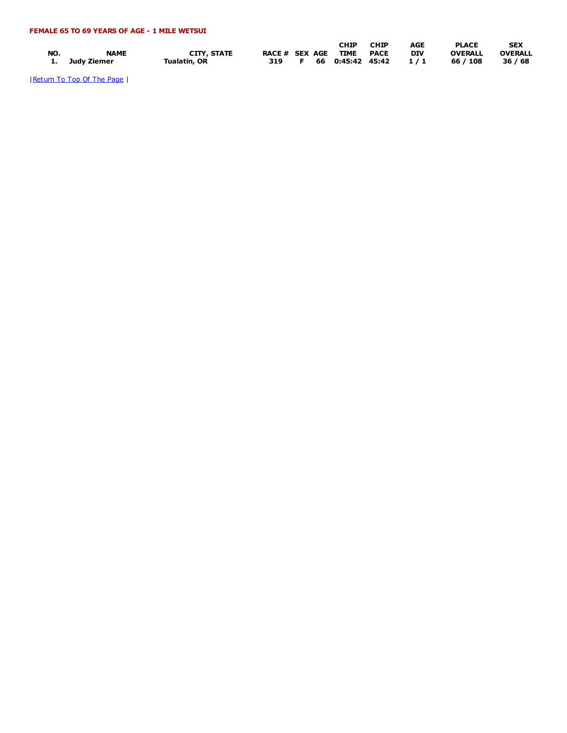**FEMALE 65 TO 69 YEARS OF AGE - 1 MILE WETSUI**

| NO. | NAME | CITY, STATE | RACE # | SEX | AGE | CHIP TIME | CHIP PACE | AGE DIV | PLACE OVERALL | SEX OVERALL |
|---|---|---|---|---|---|---|---|---|---|---|
| 1. | Judy Ziemer | Tualatin, OR | 319 | F | 66 | 0:45:42 | 45:42 | 1 / 1 | 66 / 108 | 36 / 68 |

|Return To Top Of The Page |